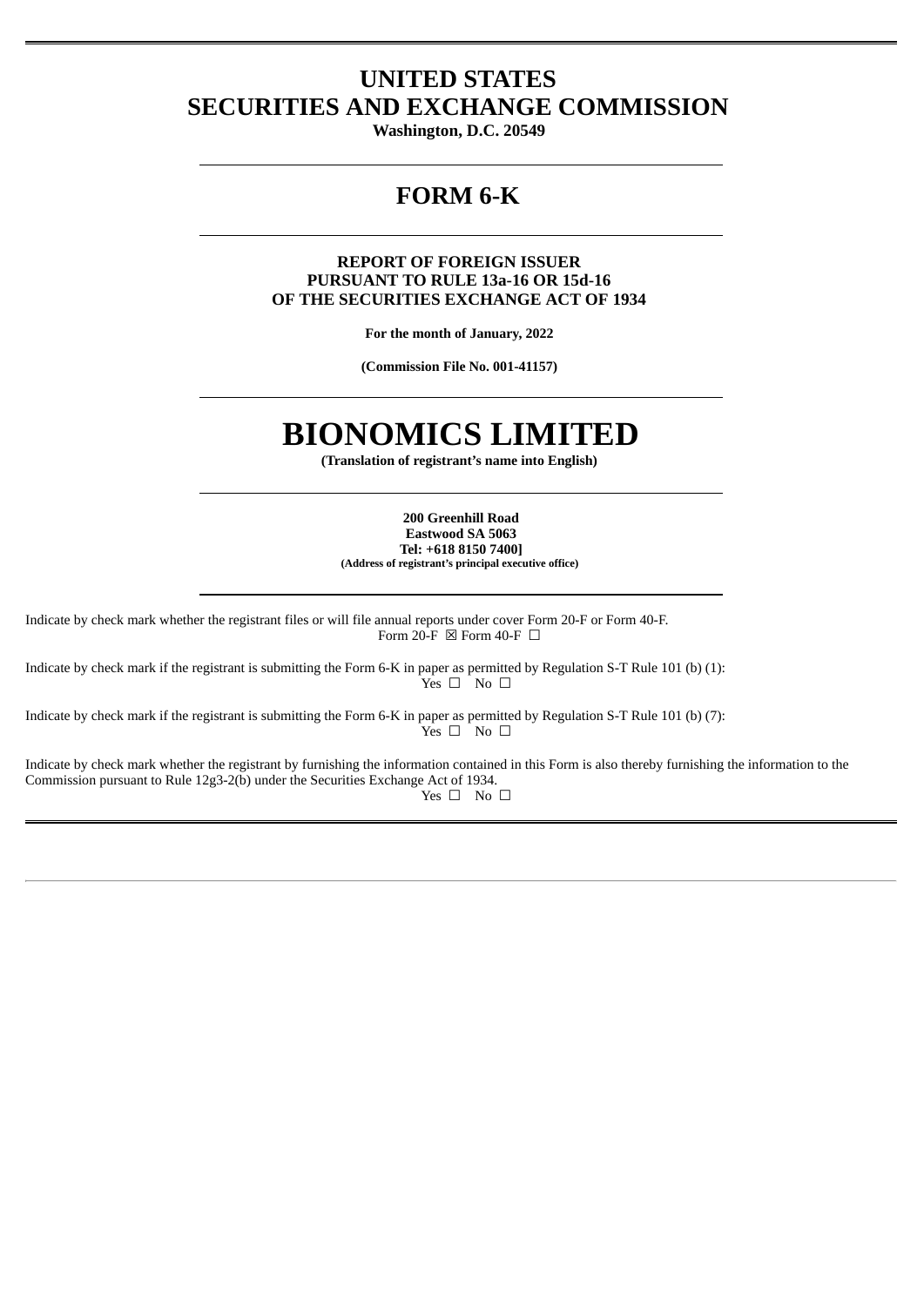# UNITED STATES
# SECURITIES AND EXCHANGE COMMISSION

**Washington, D.C. 20549**

## FORM 6-K

**REPORT OF FOREIGN ISSUER**
**PURSUANT TO RULE 13a-16 OR 15d-16**
**OF THE SECURITIES EXCHANGE ACT OF 1934**

**For the month of January, 2022**

**(Commission File No. 001-41157)**

# BIONOMICS LIMITED

**(Translation of registrant's name into English)**

**200 Greenhill Road**
**Eastwood SA 5063**
**Tel: +618 8150 7400]**
**(Address of registrant's principal executive office)**

Indicate by check mark whether the registrant files or will file annual reports under cover Form 20-F or Form 40-F.
Form 20-F ☒ Form 40-F ☐

Indicate by check mark if the registrant is submitting the Form 6-K in paper as permitted by Regulation S-T Rule 101 (b) (1):
Yes ☐ No ☐

Indicate by check mark if the registrant is submitting the Form 6-K in paper as permitted by Regulation S-T Rule 101 (b) (7):
Yes ☐ No ☐

Indicate by check mark whether the registrant by furnishing the information contained in this Form is also thereby furnishing the information to the Commission pursuant to Rule 12g3-2(b) under the Securities Exchange Act of 1934.
Yes ☐ No ☐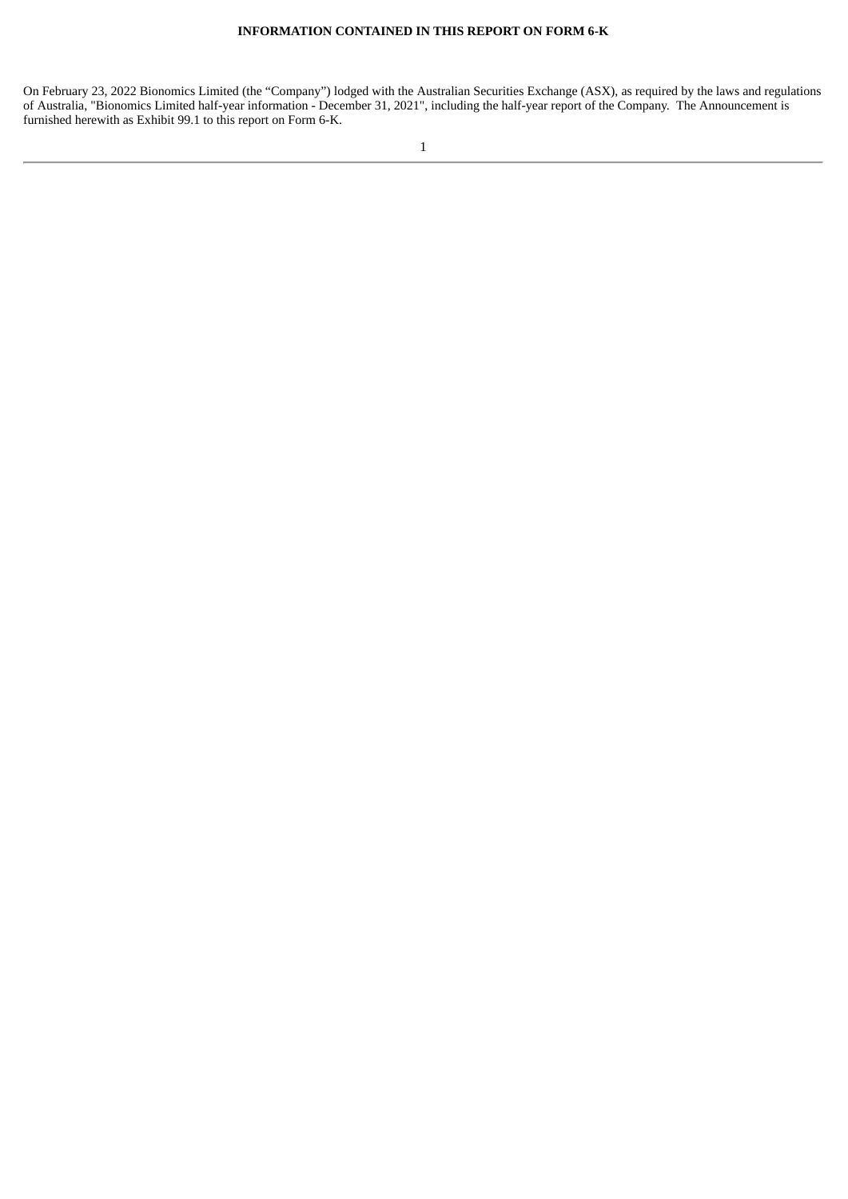**INFORMATION CONTAINED IN THIS REPORT ON FORM 6-K**

On February 23, 2022 Bionomics Limited (the "Company") lodged with the Australian Securities Exchange (ASX), as required by the laws and regulations of Australia, "Bionomics Limited half-year information - December 31, 2021", including the half-year report of the Company. The Announcement is furnished herewith as Exhibit 99.1 to this report on Form 6-K.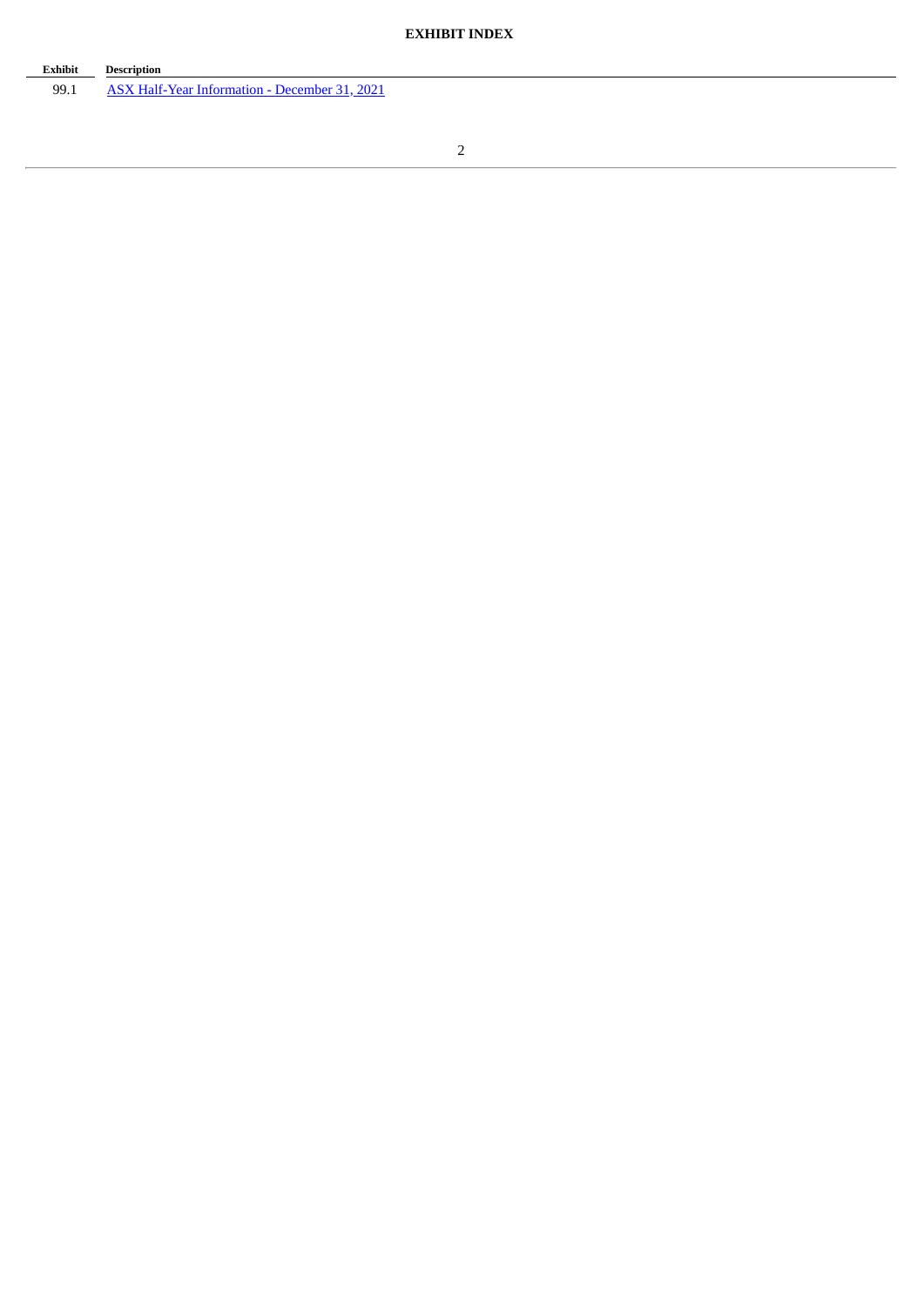**EXHIBIT INDEX**

| Exhibit | Description |
| --- | --- |
| 99.1 | ASX Half-Year Information - December 31, 2021 |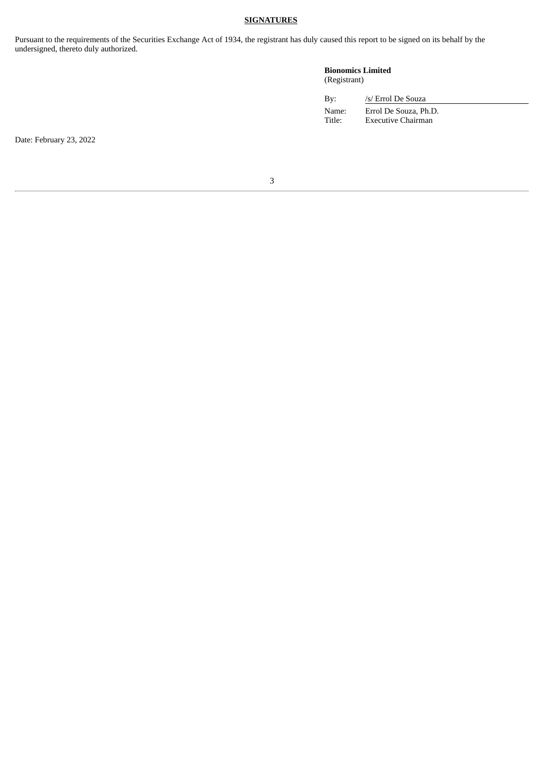**SIGNATURES**

Pursuant to the requirements of the Securities Exchange Act of 1934, the registrant has duly caused this report to be signed on its behalf by the undersigned, thereto duly authorized.

**Bionomics Limited**
(Registrant)

| | |
|---|---|
| By: | /s/ Errol De Souza |
| Name: | Errol De Souza, Ph.D. |
| Title: | Executive Chairman |

Date: February 23, 2022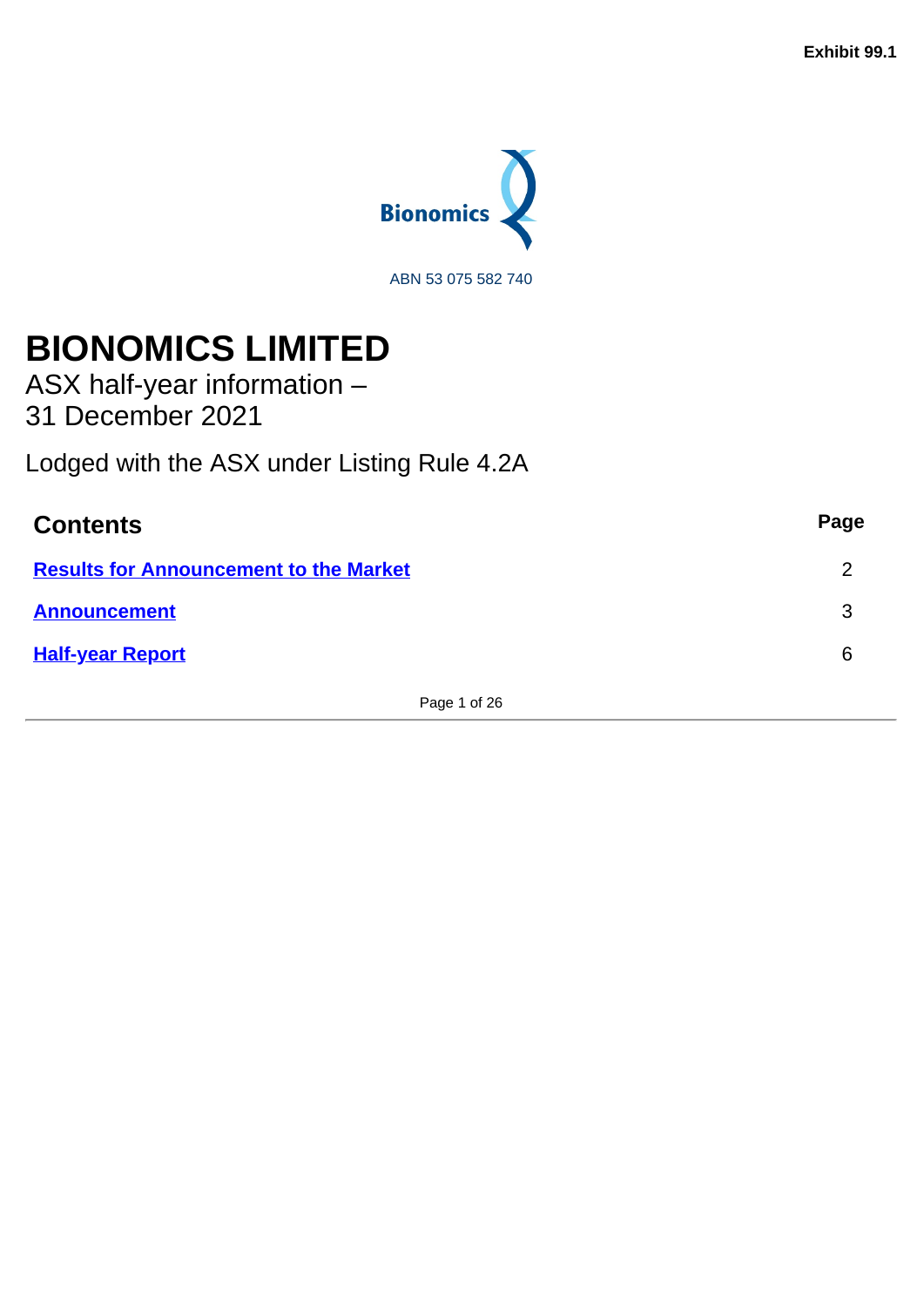Exhibit 99.1

Bionomics

ABN 53 075 582 740

# BIONOMICS LIMITED

ASX half-year information –
31 December 2021

Lodged with the ASX under Listing Rule 4.2A

| Contents | Page |
|---|---|
| **Results for Announcement to the Market** | 2 |
| **Announcement** | 3 |
| **Half-year Report** | 6 |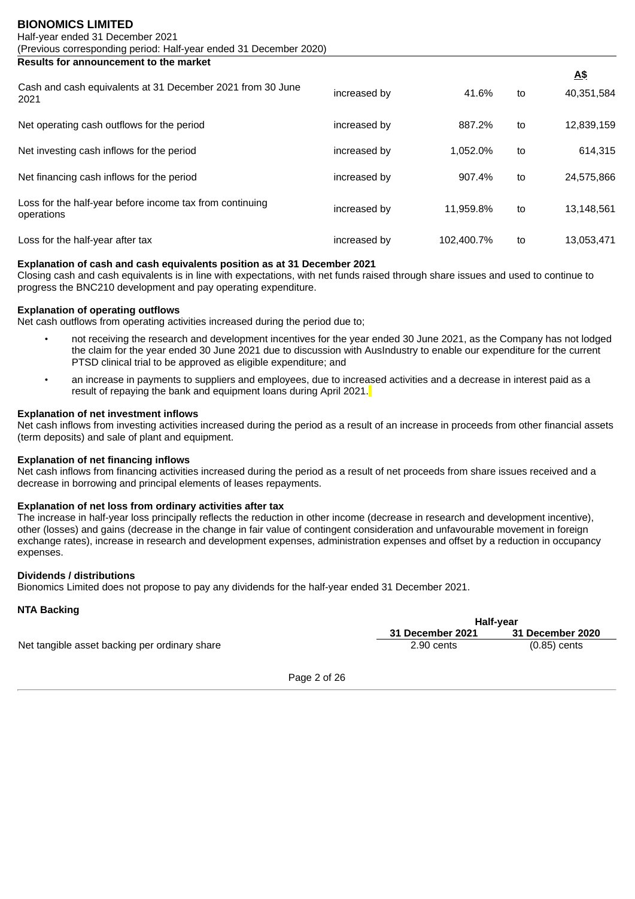# BIONOMICS LIMITED

Half-year ended 31 December 2021
(Previous corresponding period: Half-year ended 31 December 2020)

**Results for announcement to the market**

| | | | | A$ |
|---|---|---|---|---|
| Cash and cash equivalents at 31 December 2021 from 30 June 2021 | increased by | 41.6% | to | 40,351,584 |
| Net operating cash outflows for the period | increased by | 887.2% | to | 12,839,159 |
| Net investing cash inflows for the period | increased by | 1,052.0% | to | 614,315 |
| Net financing cash inflows for the period | increased by | 907.4% | to | 24,575,866 |
| Loss for the half-year before income tax from continuing operations | increased by | 11,959.8% | to | 13,148,561 |
| Loss for the half-year after tax | increased by | 102,400.7% | to | 13,053,471 |

**Explanation of cash and cash equivalents position as at 31 December 2021**

Closing cash and cash equivalents is in line with expectations, with net funds raised through share issues and used to continue to progress the BNC210 development and pay operating expenditure.

**Explanation of operating outflows**

Net cash outflows from operating activities increased during the period due to;

- not receiving the research and development incentives for the year ended 30 June 2021, as the Company has not lodged the claim for the year ended 30 June 2021 due to discussion with AusIndustry to enable our expenditure for the current PTSD clinical trial to be approved as eligible expenditure; and
- an increase in payments to suppliers and employees, due to increased activities and a decrease in interest paid as a result of repaying the bank and equipment loans during April 2021.

**Explanation of net investment inflows**

Net cash inflows from investing activities increased during the period as a result of an increase in proceeds from other financial assets (term deposits) and sale of plant and equipment.

**Explanation of net financing inflows**

Net cash inflows from financing activities increased during the period as a result of net proceeds from share issues received and a decrease in borrowing and principal elements of leases repayments.

**Explanation of net loss from ordinary activities after tax**

The increase in half-year loss principally reflects the reduction in other income (decrease in research and development incentive), other (losses) and gains (decrease in the change in fair value of contingent consideration and unfavourable movement in foreign exchange rates), increase in research and development expenses, administration expenses and offset by a reduction in occupancy expenses.

**Dividends / distributions**

Bionomics Limited does not propose to pay any dividends for the half-year ended 31 December 2021.

**NTA Backing**

| | Half-year | |
|---|---|---|
| | **31 December 2021** | **31 December 2020** |
| Net tangible asset backing per ordinary share | 2.90 cents | (0.85) cents |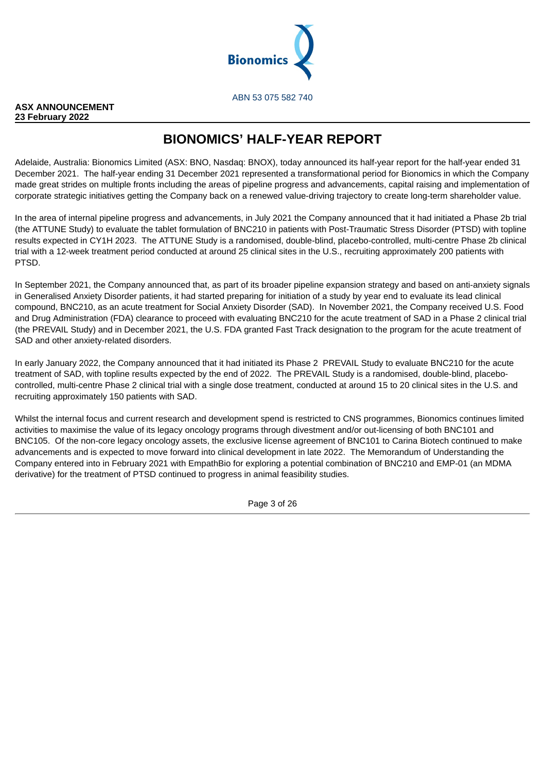Bionomics

ABN 53 075 582 740

**ASX ANNOUNCEMENT**
**23 February 2022**

# BIONOMICS' HALF-YEAR REPORT

Adelaide, Australia: Bionomics Limited (ASX: BNO, Nasdaq: BNOX), today announced its half-year report for the half-year ended 31 December 2021. The half-year ending 31 December 2021 represented a transformational period for Bionomics in which the Company made great strides on multiple fronts including the areas of pipeline progress and advancements, capital raising and implementation of corporate strategic initiatives getting the Company back on a renewed value-driving trajectory to create long-term shareholder value.

In the area of internal pipeline progress and advancements, in July 2021 the Company announced that it had initiated a Phase 2b trial (the ATTUNE Study) to evaluate the tablet formulation of BNC210 in patients with Post-Traumatic Stress Disorder (PTSD) with topline results expected in CY1H 2023. The ATTUNE Study is a randomised, double-blind, placebo-controlled, multi-centre Phase 2b clinical trial with a 12-week treatment period conducted at around 25 clinical sites in the U.S., recruiting approximately 200 patients with PTSD.

In September 2021, the Company announced that, as part of its broader pipeline expansion strategy and based on anti-anxiety signals in Generalised Anxiety Disorder patients, it had started preparing for initiation of a study by year end to evaluate its lead clinical compound, BNC210, as an acute treatment for Social Anxiety Disorder (SAD). In November 2021, the Company received U.S. Food and Drug Administration (FDA) clearance to proceed with evaluating BNC210 for the acute treatment of SAD in a Phase 2 clinical trial (the PREVAIL Study) and in December 2021, the U.S. FDA granted Fast Track designation to the program for the acute treatment of SAD and other anxiety-related disorders.

In early January 2022, the Company announced that it had initiated its Phase 2 PREVAIL Study to evaluate BNC210 for the acute treatment of SAD, with topline results expected by the end of 2022. The PREVAIL Study is a randomised, double-blind, placebo-controlled, multi-centre Phase 2 clinical trial with a single dose treatment, conducted at around 15 to 20 clinical sites in the U.S. and recruiting approximately 150 patients with SAD.

Whilst the internal focus and current research and development spend is restricted to CNS programmes, Bionomics continues limited activities to maximise the value of its legacy oncology programs through divestment and/or out-licensing of both BNC101 and BNC105. Of the non-core legacy oncology assets, the exclusive license agreement of BNC101 to Carina Biotech continued to make advancements and is expected to move forward into clinical development in late 2022. The Memorandum of Understanding the Company entered into in February 2021 with EmpathBio for exploring a potential combination of BNC210 and EMP-01 (an MDMA derivative) for the treatment of PTSD continued to progress in animal feasibility studies.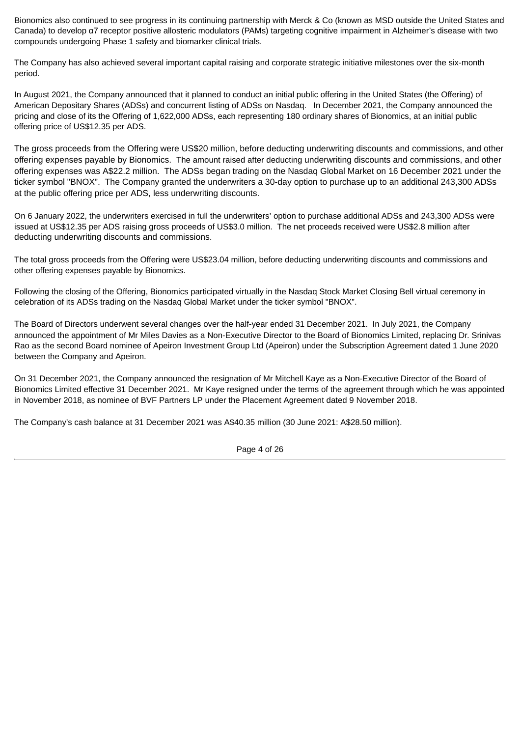Bionomics also continued to see progress in its continuing partnership with Merck & Co (known as MSD outside the United States and Canada) to develop α7 receptor positive allosteric modulators (PAMs) targeting cognitive impairment in Alzheimer's disease with two compounds undergoing Phase 1 safety and biomarker clinical trials.

The Company has also achieved several important capital raising and corporate strategic initiative milestones over the six-month period.

In August 2021, the Company announced that it planned to conduct an initial public offering in the United States (the Offering) of American Depositary Shares (ADSs) and concurrent listing of ADSs on Nasdaq. In December 2021, the Company announced the pricing and close of its the Offering of 1,622,000 ADSs, each representing 180 ordinary shares of Bionomics, at an initial public offering price of US$12.35 per ADS.

The gross proceeds from the Offering were US$20 million, before deducting underwriting discounts and commissions, and other offering expenses payable by Bionomics. The amount raised after deducting underwriting discounts and commissions, and other offering expenses was A$22.2 million. The ADSs began trading on the Nasdaq Global Market on 16 December 2021 under the ticker symbol "BNOX". The Company granted the underwriters a 30-day option to purchase up to an additional 243,300 ADSs at the public offering price per ADS, less underwriting discounts.

On 6 January 2022, the underwriters exercised in full the underwriters' option to purchase additional ADSs and 243,300 ADSs were issued at US$12.35 per ADS raising gross proceeds of US$3.0 million. The net proceeds received were US$2.8 million after deducting underwriting discounts and commissions.

The total gross proceeds from the Offering were US$23.04 million, before deducting underwriting discounts and commissions and other offering expenses payable by Bionomics.

Following the closing of the Offering, Bionomics participated virtually in the Nasdaq Stock Market Closing Bell virtual ceremony in celebration of its ADSs trading on the Nasdaq Global Market under the ticker symbol "BNOX".

The Board of Directors underwent several changes over the half-year ended 31 December 2021. In July 2021, the Company announced the appointment of Mr Miles Davies as a Non-Executive Director to the Board of Bionomics Limited, replacing Dr. Srinivas Rao as the second Board nominee of Apeiron Investment Group Ltd (Apeiron) under the Subscription Agreement dated 1 June 2020 between the Company and Apeiron.

On 31 December 2021, the Company announced the resignation of Mr Mitchell Kaye as a Non-Executive Director of the Board of Bionomics Limited effective 31 December 2021. Mr Kaye resigned under the terms of the agreement through which he was appointed in November 2018, as nominee of BVF Partners LP under the Placement Agreement dated 9 November 2018.

The Company's cash balance at 31 December 2021 was A$40.35 million (30 June 2021: A$28.50 million).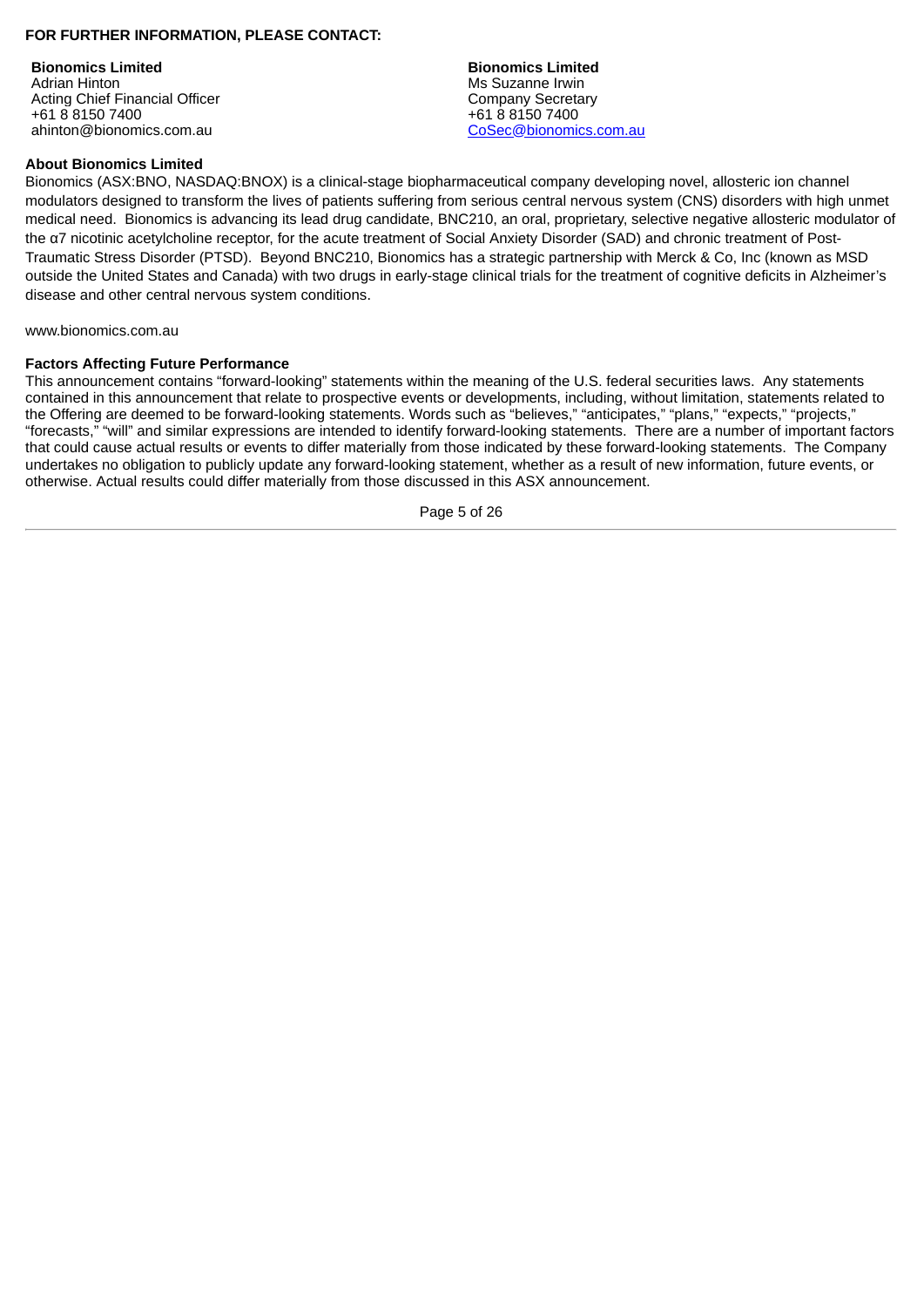**FOR FURTHER INFORMATION, PLEASE CONTACT:**

**Bionomics Limited**
Adrian Hinton
Acting Chief Financial Officer
+61 8 8150 7400
ahinton@bionomics.com.au

**Bionomics Limited**
Ms Suzanne Irwin
Company Secretary
+61 8 8150 7400
CoSec@bionomics.com.au

**About Bionomics Limited**

Bionomics (ASX:BNO, NASDAQ:BNOX) is a clinical-stage biopharmaceutical company developing novel, allosteric ion channel modulators designed to transform the lives of patients suffering from serious central nervous system (CNS) disorders with high unmet medical need. Bionomics is advancing its lead drug candidate, BNC210, an oral, proprietary, selective negative allosteric modulator of the α7 nicotinic acetylcholine receptor, for the acute treatment of Social Anxiety Disorder (SAD) and chronic treatment of Post-Traumatic Stress Disorder (PTSD). Beyond BNC210, Bionomics has a strategic partnership with Merck & Co, Inc (known as MSD outside the United States and Canada) with two drugs in early-stage clinical trials for the treatment of cognitive deficits in Alzheimer's disease and other central nervous system conditions.

www.bionomics.com.au

**Factors Affecting Future Performance**

This announcement contains "forward-looking" statements within the meaning of the U.S. federal securities laws. Any statements contained in this announcement that relate to prospective events or developments, including, without limitation, statements related to the Offering are deemed to be forward-looking statements. Words such as "believes," "anticipates," "plans," "expects," "projects," "forecasts," "will" and similar expressions are intended to identify forward-looking statements. There are a number of important factors that could cause actual results or events to differ materially from those indicated by these forward-looking statements. The Company undertakes no obligation to publicly update any forward-looking statement, whether as a result of new information, future events, or otherwise. Actual results could differ materially from those discussed in this ASX announcement.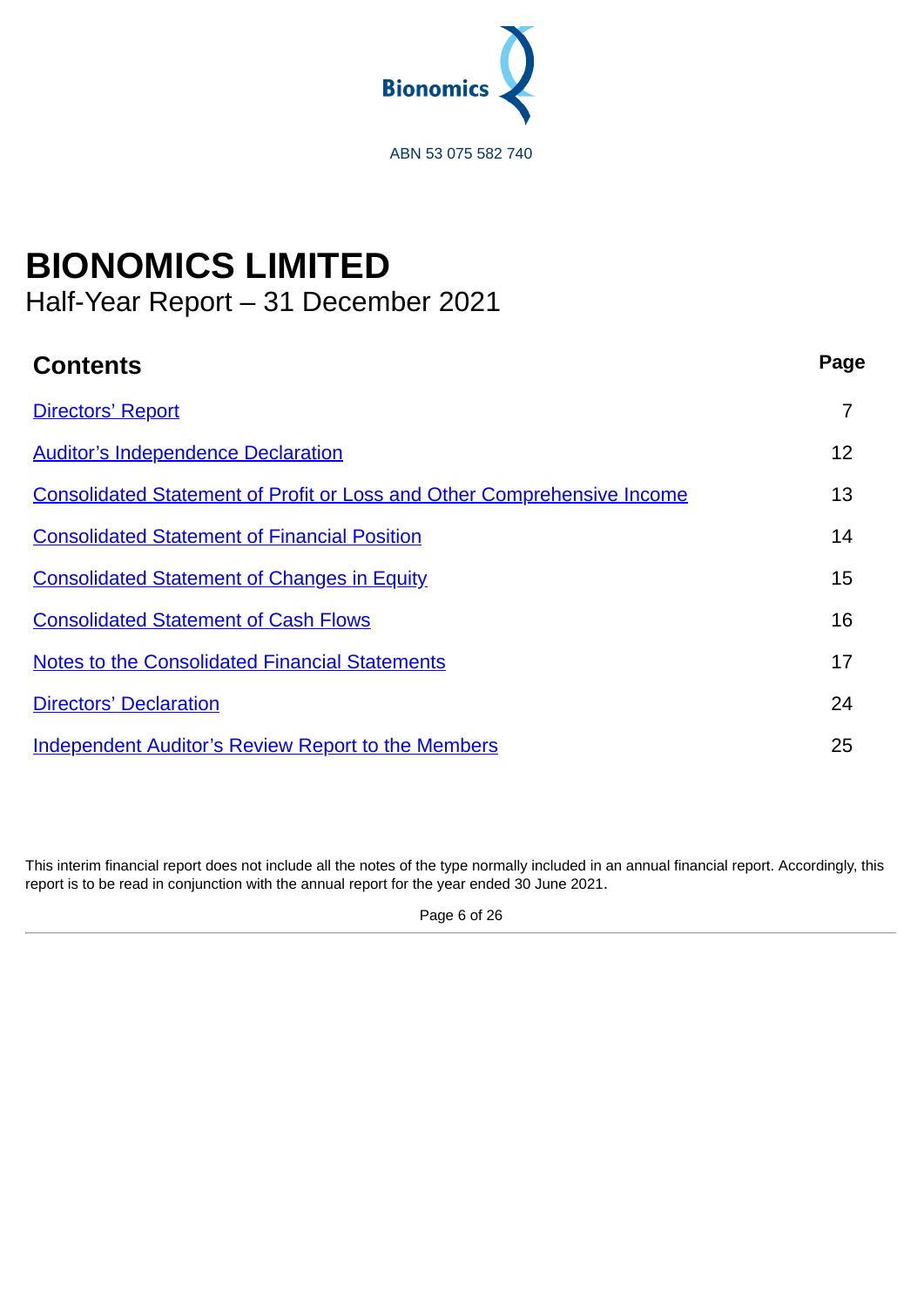Bionomics

ABN 53 075 582 740

# BIONOMICS LIMITED

## Half-Year Report – 31 December 2021

| **Contents** | **Page** |
|---|---|
| Directors' Report | 7 |
| Auditor's Independence Declaration | 12 |
| Consolidated Statement of Profit or Loss and Other Comprehensive Income | 13 |
| Consolidated Statement of Financial Position | 14 |
| Consolidated Statement of Changes in Equity | 15 |
| Consolidated Statement of Cash Flows | 16 |
| Notes to the Consolidated Financial Statements | 17 |
| Directors' Declaration | 24 |
| Independent Auditor's Review Report to the Members | 25 |

This interim financial report does not include all the notes of the type normally included in an annual financial report. Accordingly, this report is to be read in conjunction with the annual report for the year ended 30 June 2021.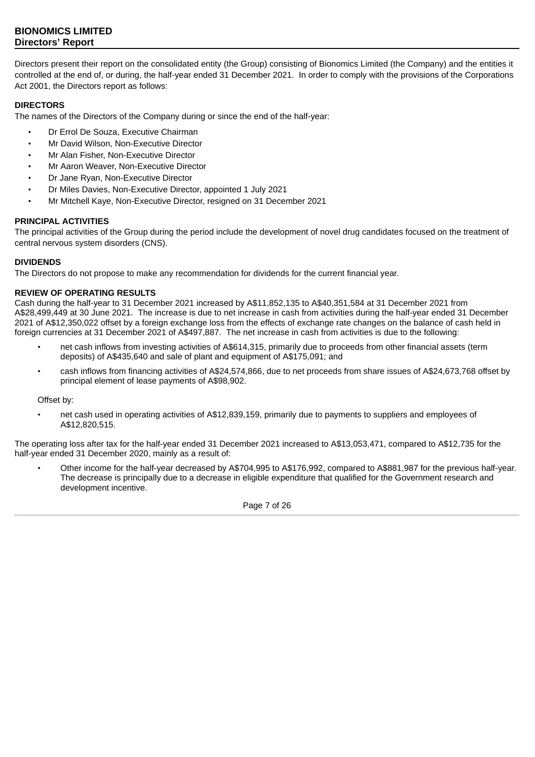**BIONOMICS LIMITED**
**Directors' Report**

Directors present their report on the consolidated entity (the Group) consisting of Bionomics Limited (the Company) and the entities it controlled at the end of, or during, the half-year ended 31 December 2021. In order to comply with the provisions of the Corporations Act 2001, the Directors report as follows:

## DIRECTORS

The names of the Directors of the Company during or since the end of the half-year:

- Dr Errol De Souza, Executive Chairman
- Mr David Wilson, Non-Executive Director
- Mr Alan Fisher, Non-Executive Director
- Mr Aaron Weaver, Non-Executive Director
- Dr Jane Ryan, Non-Executive Director
- Dr Miles Davies, Non-Executive Director, appointed 1 July 2021
- Mr Mitchell Kaye, Non-Executive Director, resigned on 31 December 2021

## PRINCIPAL ACTIVITIES

The principal activities of the Group during the period include the development of novel drug candidates focused on the treatment of central nervous system disorders (CNS).

## DIVIDENDS

The Directors do not propose to make any recommendation for dividends for the current financial year.

## REVIEW OF OPERATING RESULTS

Cash during the half-year to 31 December 2021 increased by A$11,852,135 to A$40,351,584 at 31 December 2021 from A$28,499,449 at 30 June 2021. The increase is due to net increase in cash from activities during the half-year ended 31 December 2021 of A$12,350,022 offset by a foreign exchange loss from the effects of exchange rate changes on the balance of cash held in foreign currencies at 31 December 2021 of A$497,887. The net increase in cash from activities is due to the following:

- net cash inflows from investing activities of A$614,315, primarily due to proceeds from other financial assets (term deposits) of A$435,640 and sale of plant and equipment of A$175,091; and
- cash inflows from financing activities of A$24,574,866, due to net proceeds from share issues of A$24,673,768 offset by principal element of lease payments of A$98,902.

Offset by:

- net cash used in operating activities of A$12,839,159, primarily due to payments to suppliers and employees of A$12,820,515.

The operating loss after tax for the half-year ended 31 December 2021 increased to A$13,053,471, compared to A$12,735 for the half-year ended 31 December 2020, mainly as a result of:

- Other income for the half-year decreased by A$704,995 to A$176,992, compared to A$881,987 for the previous half-year. The decrease is principally due to a decrease in eligible expenditure that qualified for the Government research and development incentive.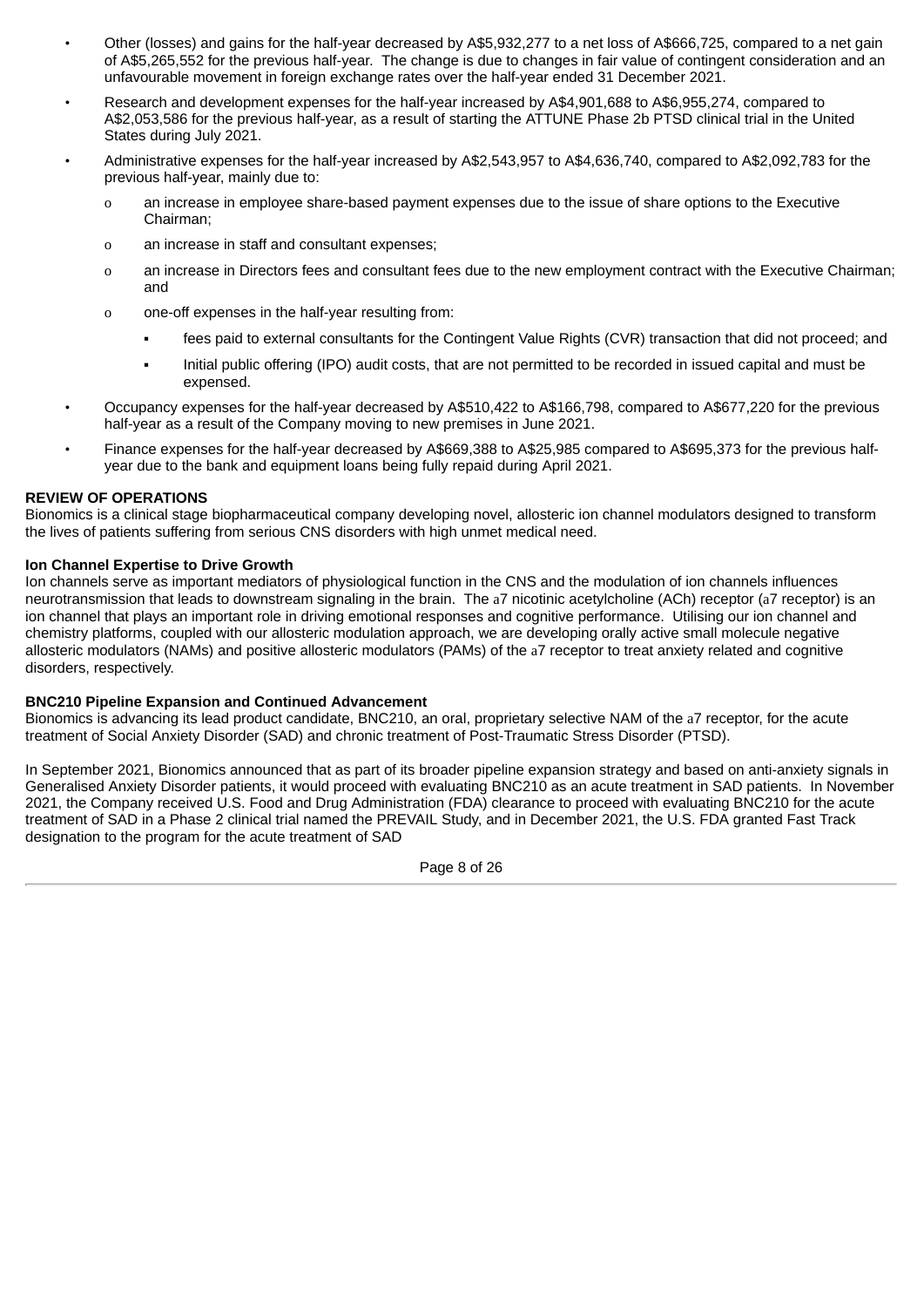- Other (losses) and gains for the half-year decreased by A$5,932,277 to a net loss of A$666,725, compared to a net gain of A$5,265,552 for the previous half-year. The change is due to changes in fair value of contingent consideration and an unfavourable movement in foreign exchange rates over the half-year ended 31 December 2021.
- Research and development expenses for the half-year increased by A$4,901,688 to A$6,955,274, compared to A$2,053,586 for the previous half-year, as a result of starting the ATTUNE Phase 2b PTSD clinical trial in the United States during July 2021.
- Administrative expenses for the half-year increased by A$2,543,957 to A$4,636,740, compared to A$2,092,783 for the previous half-year, mainly due to:
  - an increase in employee share-based payment expenses due to the issue of share options to the Executive Chairman;
  - an increase in staff and consultant expenses;
  - an increase in Directors fees and consultant fees due to the new employment contract with the Executive Chairman; and
  - one-off expenses in the half-year resulting from:
    - fees paid to external consultants for the Contingent Value Rights (CVR) transaction that did not proceed; and
    - Initial public offering (IPO) audit costs, that are not permitted to be recorded in issued capital and must be expensed.
- Occupancy expenses for the half-year decreased by A$510,422 to A$166,798, compared to A$677,220 for the previous half-year as a result of the Company moving to new premises in June 2021.
- Finance expenses for the half-year decreased by A$669,388 to A$25,985 compared to A$695,373 for the previous half-year due to the bank and equipment loans being fully repaid during April 2021.

## REVIEW OF OPERATIONS

Bionomics is a clinical stage biopharmaceutical company developing novel, allosteric ion channel modulators designed to transform the lives of patients suffering from serious CNS disorders with high unmet medical need.

### Ion Channel Expertise to Drive Growth

Ion channels serve as important mediators of physiological function in the CNS and the modulation of ion channels influences neurotransmission that leads to downstream signaling in the brain. The α7 nicotinic acetylcholine (ACh) receptor (α7 receptor) is an ion channel that plays an important role in driving emotional responses and cognitive performance. Utilising our ion channel and chemistry platforms, coupled with our allosteric modulation approach, we are developing orally active small molecule negative allosteric modulators (NAMs) and positive allosteric modulators (PAMs) of the α7 receptor to treat anxiety related and cognitive disorders, respectively.

### BNC210 Pipeline Expansion and Continued Advancement

Bionomics is advancing its lead product candidate, BNC210, an oral, proprietary selective NAM of the α7 receptor, for the acute treatment of Social Anxiety Disorder (SAD) and chronic treatment of Post-Traumatic Stress Disorder (PTSD).

In September 2021, Bionomics announced that as part of its broader pipeline expansion strategy and based on anti-anxiety signals in Generalised Anxiety Disorder patients, it would proceed with evaluating BNC210 as an acute treatment in SAD patients. In November 2021, the Company received U.S. Food and Drug Administration (FDA) clearance to proceed with evaluating BNC210 for the acute treatment of SAD in a Phase 2 clinical trial named the PREVAIL Study, and in December 2021, the U.S. FDA granted Fast Track designation to the program for the acute treatment of SAD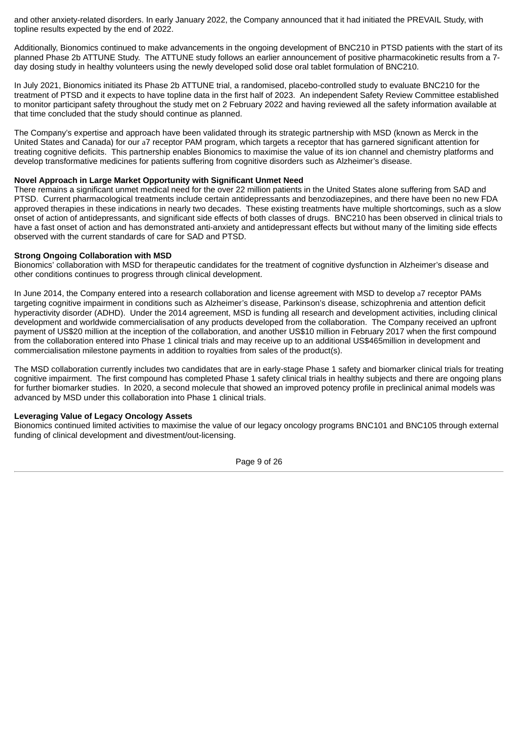and other anxiety-related disorders. In early January 2022, the Company announced that it had initiated the PREVAIL Study, with topline results expected by the end of 2022.

Additionally, Bionomics continued to make advancements in the ongoing development of BNC210 in PTSD patients with the start of its planned Phase 2b ATTUNE Study. The ATTUNE study follows an earlier announcement of positive pharmacokinetic results from a 7-day dosing study in healthy volunteers using the newly developed solid dose oral tablet formulation of BNC210.

In July 2021, Bionomics initiated its Phase 2b ATTUNE trial, a randomised, placebo-controlled study to evaluate BNC210 for the treatment of PTSD and it expects to have topline data in the first half of 2023. An independent Safety Review Committee established to monitor participant safety throughout the study met on 2 February 2022 and having reviewed all the safety information available at that time concluded that the study should continue as planned.

The Company's expertise and approach have been validated through its strategic partnership with MSD (known as Merck in the United States and Canada) for our α7 receptor PAM program, which targets a receptor that has garnered significant attention for treating cognitive deficits. This partnership enables Bionomics to maximise the value of its ion channel and chemistry platforms and develop transformative medicines for patients suffering from cognitive disorders such as Alzheimer's disease.

**Novel Approach in Large Market Opportunity with Significant Unmet Need**

There remains a significant unmet medical need for the over 22 million patients in the United States alone suffering from SAD and PTSD. Current pharmacological treatments include certain antidepressants and benzodiazepines, and there have been no new FDA approved therapies in these indications in nearly two decades. These existing treatments have multiple shortcomings, such as a slow onset of action of antidepressants, and significant side effects of both classes of drugs. BNC210 has been observed in clinical trials to have a fast onset of action and has demonstrated anti-anxiety and antidepressant effects but without many of the limiting side effects observed with the current standards of care for SAD and PTSD.

**Strong Ongoing Collaboration with MSD**

Bionomics' collaboration with MSD for therapeutic candidates for the treatment of cognitive dysfunction in Alzheimer's disease and other conditions continues to progress through clinical development.

In June 2014, the Company entered into a research collaboration and license agreement with MSD to develop α7 receptor PAMs targeting cognitive impairment in conditions such as Alzheimer's disease, Parkinson's disease, schizophrenia and attention deficit hyperactivity disorder (ADHD). Under the 2014 agreement, MSD is funding all research and development activities, including clinical development and worldwide commercialisation of any products developed from the collaboration. The Company received an upfront payment of US$20 million at the inception of the collaboration, and another US$10 million in February 2017 when the first compound from the collaboration entered into Phase 1 clinical trials and may receive up to an additional US$465million in development and commercialisation milestone payments in addition to royalties from sales of the product(s).

The MSD collaboration currently includes two candidates that are in early-stage Phase 1 safety and biomarker clinical trials for treating cognitive impairment. The first compound has completed Phase 1 safety clinical trials in healthy subjects and there are ongoing plans for further biomarker studies. In 2020, a second molecule that showed an improved potency profile in preclinical animal models was advanced by MSD under this collaboration into Phase 1 clinical trials.

**Leveraging Value of Legacy Oncology Assets**

Bionomics continued limited activities to maximise the value of our legacy oncology programs BNC101 and BNC105 through external funding of clinical development and divestment/out-licensing.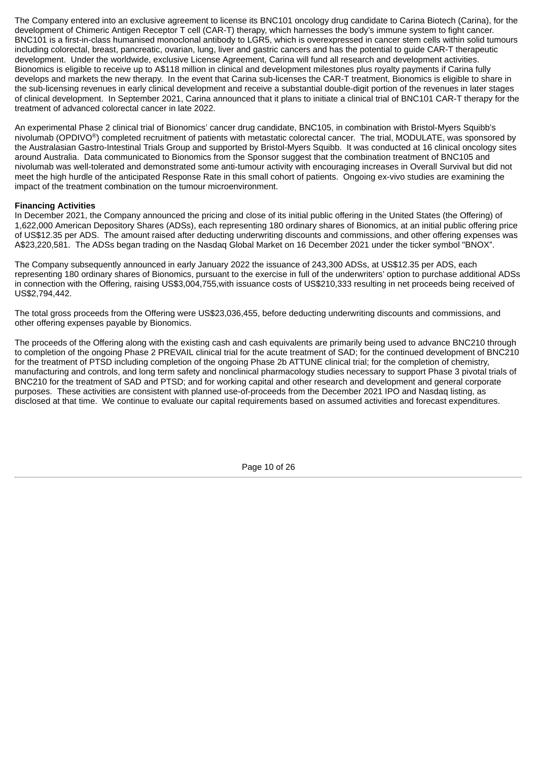The Company entered into an exclusive agreement to license its BNC101 oncology drug candidate to Carina Biotech (Carina), for the development of Chimeric Antigen Receptor T cell (CAR-T) therapy, which harnesses the body's immune system to fight cancer. BNC101 is a first-in-class humanised monoclonal antibody to LGR5, which is overexpressed in cancer stem cells within solid tumours including colorectal, breast, pancreatic, ovarian, lung, liver and gastric cancers and has the potential to guide CAR-T therapeutic development. Under the worldwide, exclusive License Agreement, Carina will fund all research and development activities. Bionomics is eligible to receive up to A$118 million in clinical and development milestones plus royalty payments if Carina fully develops and markets the new therapy. In the event that Carina sub-licenses the CAR-T treatment, Bionomics is eligible to share in the sub-licensing revenues in early clinical development and receive a substantial double-digit portion of the revenues in later stages of clinical development. In September 2021, Carina announced that it plans to initiate a clinical trial of BNC101 CAR-T therapy for the treatment of advanced colorectal cancer in late 2022.

An experimental Phase 2 clinical trial of Bionomics' cancer drug candidate, BNC105, in combination with Bristol-Myers Squibb's nivolumab (OPDIVO®) completed recruitment of patients with metastatic colorectal cancer. The trial, MODULATE, was sponsored by the Australasian Gastro-Intestinal Trials Group and supported by Bristol-Myers Squibb. It was conducted at 16 clinical oncology sites around Australia. Data communicated to Bionomics from the Sponsor suggest that the combination treatment of BNC105 and nivolumab was well-tolerated and demonstrated some anti-tumour activity with encouraging increases in Overall Survival but did not meet the high hurdle of the anticipated Response Rate in this small cohort of patients. Ongoing ex-vivo studies are examining the impact of the treatment combination on the tumour microenvironment.

**Financing Activities**

In December 2021, the Company announced the pricing and close of its initial public offering in the United States (the Offering) of 1,622,000 American Depository Shares (ADSs), each representing 180 ordinary shares of Bionomics, at an initial public offering price of US$12.35 per ADS. The amount raised after deducting underwriting discounts and commissions, and other offering expenses was A$23,220,581. The ADSs began trading on the Nasdaq Global Market on 16 December 2021 under the ticker symbol "BNOX".

The Company subsequently announced in early January 2022 the issuance of 243,300 ADSs, at US$12.35 per ADS, each representing 180 ordinary shares of Bionomics, pursuant to the exercise in full of the underwriters' option to purchase additional ADSs in connection with the Offering, raising US$3,004,755,with issuance costs of US$210,333 resulting in net proceeds being received of US$2,794,442.

The total gross proceeds from the Offering were US$23,036,455, before deducting underwriting discounts and commissions, and other offering expenses payable by Bionomics.

The proceeds of the Offering along with the existing cash and cash equivalents are primarily being used to advance BNC210 through to completion of the ongoing Phase 2 PREVAIL clinical trial for the acute treatment of SAD; for the continued development of BNC210 for the treatment of PTSD including completion of the ongoing Phase 2b ATTUNE clinical trial; for the completion of chemistry, manufacturing and controls, and long term safety and nonclinical pharmacology studies necessary to support Phase 3 pivotal trials of BNC210 for the treatment of SAD and PTSD; and for working capital and other research and development and general corporate purposes. These activities are consistent with planned use-of-proceeds from the December 2021 IPO and Nasdaq listing, as disclosed at that time. We continue to evaluate our capital requirements based on assumed activities and forecast expenditures.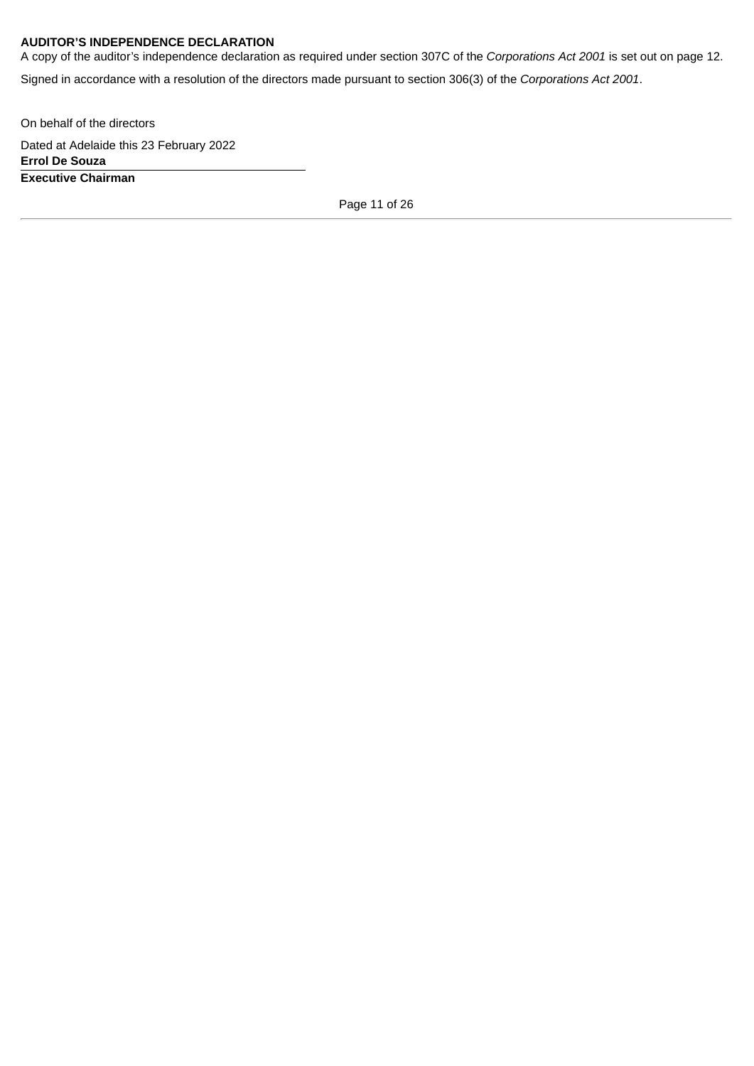**AUDITOR'S INDEPENDENCE DECLARATION**

A copy of the auditor's independence declaration as required under section 307C of the *Corporations Act 2001* is set out on page 12.

Signed in accordance with a resolution of the directors made pursuant to section 306(3) of the *Corporations Act 2001*.

On behalf of the directors

Dated at Adelaide this 23 February 2022

**Errol De Souza**

**Executive Chairman**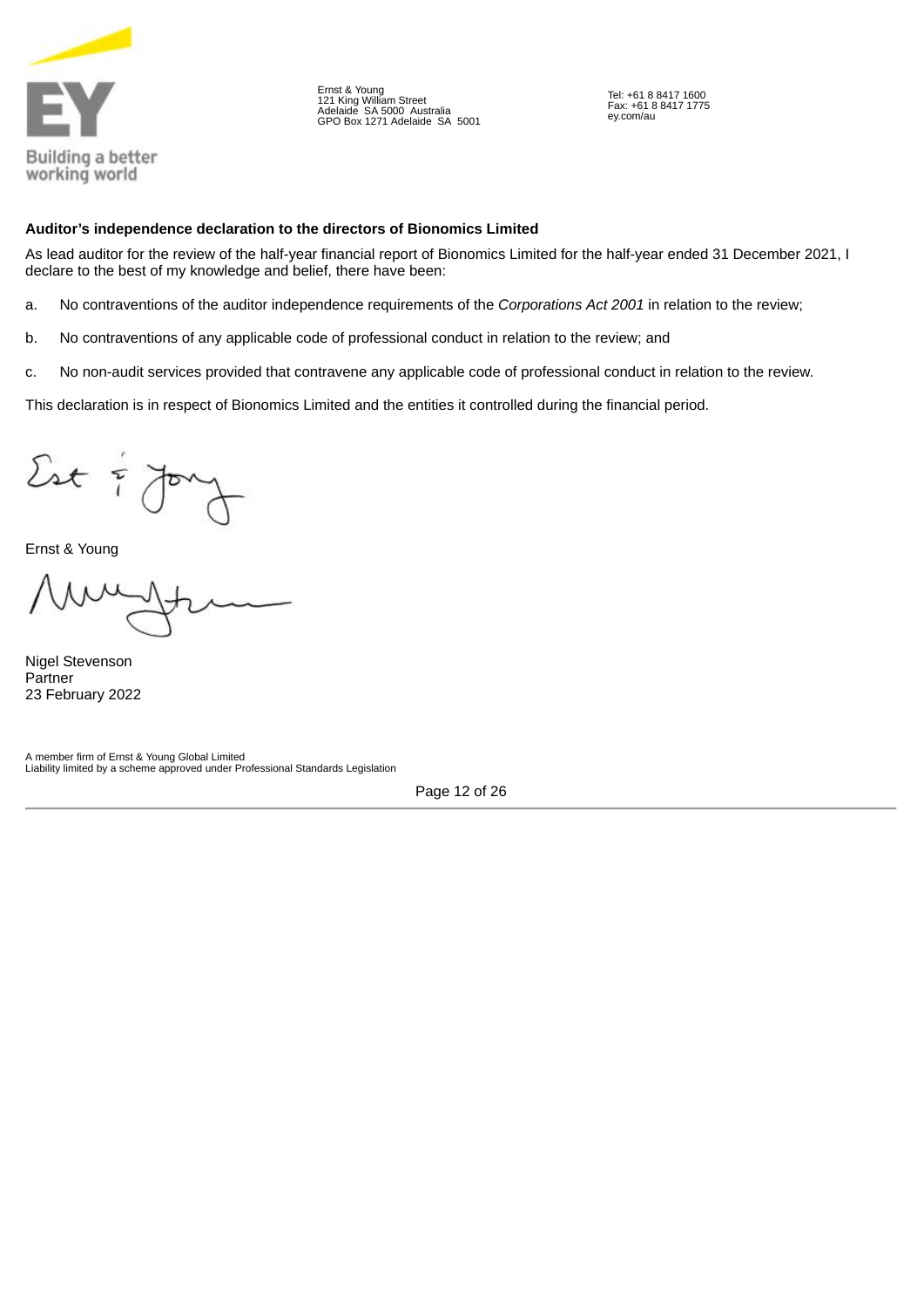Ernst & Young
121 King William Street
Adelaide SA 5000 Australia
GPO Box 1271 Adelaide SA 5001

Tel: +61 8 8417 1600
Fax: +61 8 8417 1775
ey.com/au

**Auditor's independence declaration to the directors of Bionomics Limited**

As lead auditor for the review of the half-year financial report of Bionomics Limited for the half-year ended 31 December 2021, I declare to the best of my knowledge and belief, there have been:

a. No contraventions of the auditor independence requirements of the *Corporations Act 2001* in relation to the review;

b. No contraventions of any applicable code of professional conduct in relation to the review; and

c. No non-audit services provided that contravene any applicable code of professional conduct in relation to the review.

This declaration is in respect of Bionomics Limited and the entities it controlled during the financial period.

Ernst & Young

Nigel Stevenson
Partner
23 February 2022

A member firm of Ernst & Young Global Limited
Liability limited by a scheme approved under Professional Standards Legislation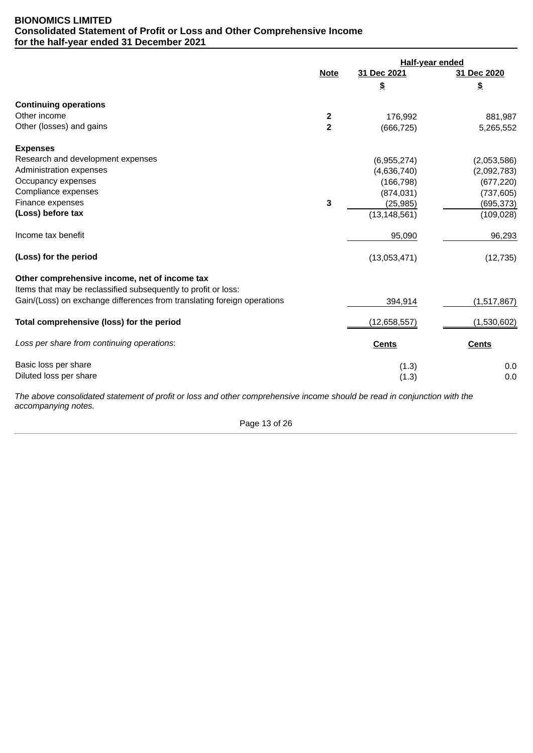**BIONOMICS LIMITED**
**Consolidated Statement of Profit or Loss and Other Comprehensive Income**
**for the half-year ended 31 December 2021**

| | Note | Half-year ended 31 Dec 2021 | Half-year ended 31 Dec 2020 |
|---|---|---|---|
| | | $ | $ |
| **Continuing operations** | | | |
| Other income | **2** | 176,992 | 881,987 |
| Other (losses) and gains | **2** | (666,725) | 5,265,552 |
| **Expenses** | | | |
| Research and development expenses | | (6,955,274) | (2,053,586) |
| Administration expenses | | (4,636,740) | (2,092,783) |
| Occupancy expenses | | (166,798) | (677,220) |
| Compliance expenses | | (874,031) | (737,605) |
| Finance expenses | **3** | (25,985) | (695,373) |
| **(Loss) before tax** | | (13,148,561) | (109,028) |
| Income tax benefit | | 95,090 | 96,293 |
| **(Loss) for the period** | | (13,053,471) | (12,735) |
| **Other comprehensive income, net of income tax** | | | |
| Items that may be reclassified subsequently to profit or loss: | | | |
| Gain/(Loss) on exchange differences from translating foreign operations | | 394,914 | (1,517,867) |
| **Total comprehensive (loss) for the period** | | (12,658,557) | (1,530,602) |
| *Loss per share from continuing operations*: | | **Cents** | **Cents** |
| Basic loss per share | | (1.3) | 0.0 |
| Diluted loss per share | | (1.3) | 0.0 |

*The above consolidated statement of profit or loss and other comprehensive income should be read in conjunction with the accompanying notes.*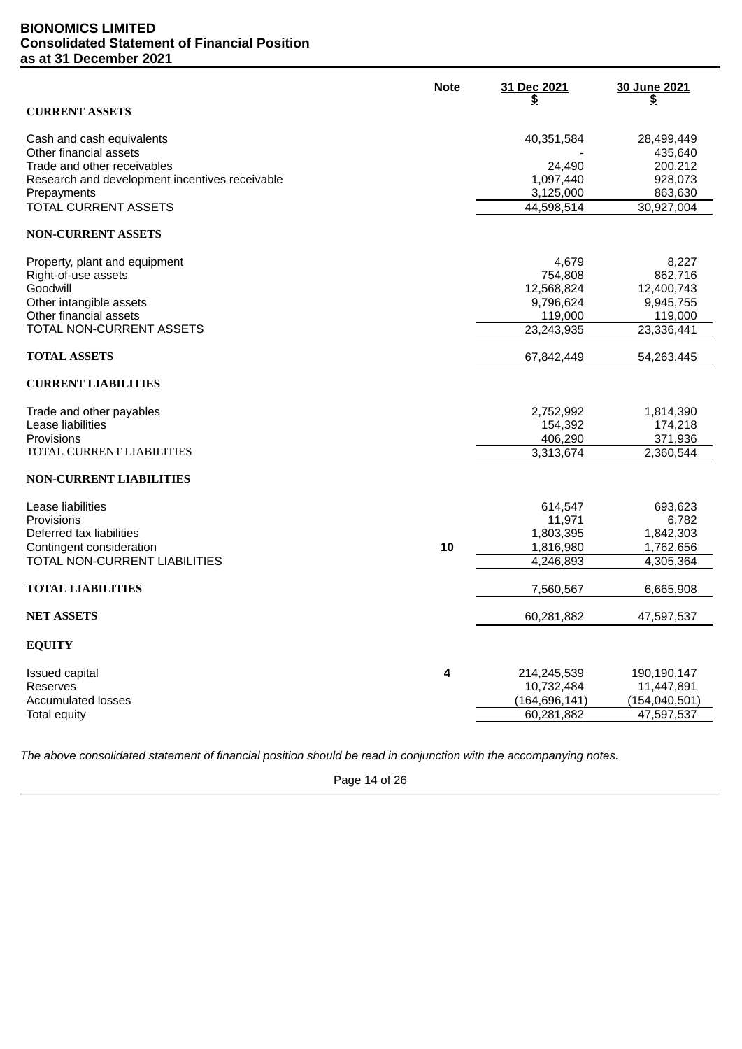**BIONOMICS LIMITED**
**Consolidated Statement of Financial Position**
**as at 31 December 2021**

| | Note | 31 Dec 2021<br>$ | 30 June 2021<br>$ |
|---|---|---|---|
| **CURRENT ASSETS** | | | |
| Cash and cash equivalents | | 40,351,584 | 28,499,449 |
| Other financial assets | | - | 435,640 |
| Trade and other receivables | | 24,490 | 200,212 |
| Research and development incentives receivable | | 1,097,440 | 928,073 |
| Prepayments | | 3,125,000 | 863,630 |
| TOTAL CURRENT ASSETS | | 44,598,514 | 30,927,004 |
| **NON-CURRENT ASSETS** | | | |
| Property, plant and equipment | | 4,679 | 8,227 |
| Right-of-use assets | | 754,808 | 862,716 |
| Goodwill | | 12,568,824 | 12,400,743 |
| Other intangible assets | | 9,796,624 | 9,945,755 |
| Other financial assets | | 119,000 | 119,000 |
| TOTAL NON-CURRENT ASSETS | | 23,243,935 | 23,336,441 |
| **TOTAL ASSETS** | | 67,842,449 | 54,263,445 |
| **CURRENT LIABILITIES** | | | |
| Trade and other payables | | 2,752,992 | 1,814,390 |
| Lease liabilities | | 154,392 | 174,218 |
| Provisions | | 406,290 | 371,936 |
| TOTAL CURRENT LIABILITIES | | 3,313,674 | 2,360,544 |
| **NON-CURRENT LIABILITIES** | | | |
| Lease liabilities | | 614,547 | 693,623 |
| Provisions | | 11,971 | 6,782 |
| Deferred tax liabilities | | 1,803,395 | 1,842,303 |
| Contingent consideration | 10 | 1,816,980 | 1,762,656 |
| TOTAL NON-CURRENT LIABILITIES | | 4,246,893 | 4,305,364 |
| **TOTAL LIABILITIES** | | 7,560,567 | 6,665,908 |
| **NET ASSETS** | | 60,281,882 | 47,597,537 |
| **EQUITY** | | | |
| Issued capital | 4 | 214,245,539 | 190,190,147 |
| Reserves | | 10,732,484 | 11,447,891 |
| Accumulated losses | | (164,696,141) | (154,040,501) |
| Total equity | | 60,281,882 | 47,597,537 |

*The above consolidated statement of financial position should be read in conjunction with the accompanying notes.*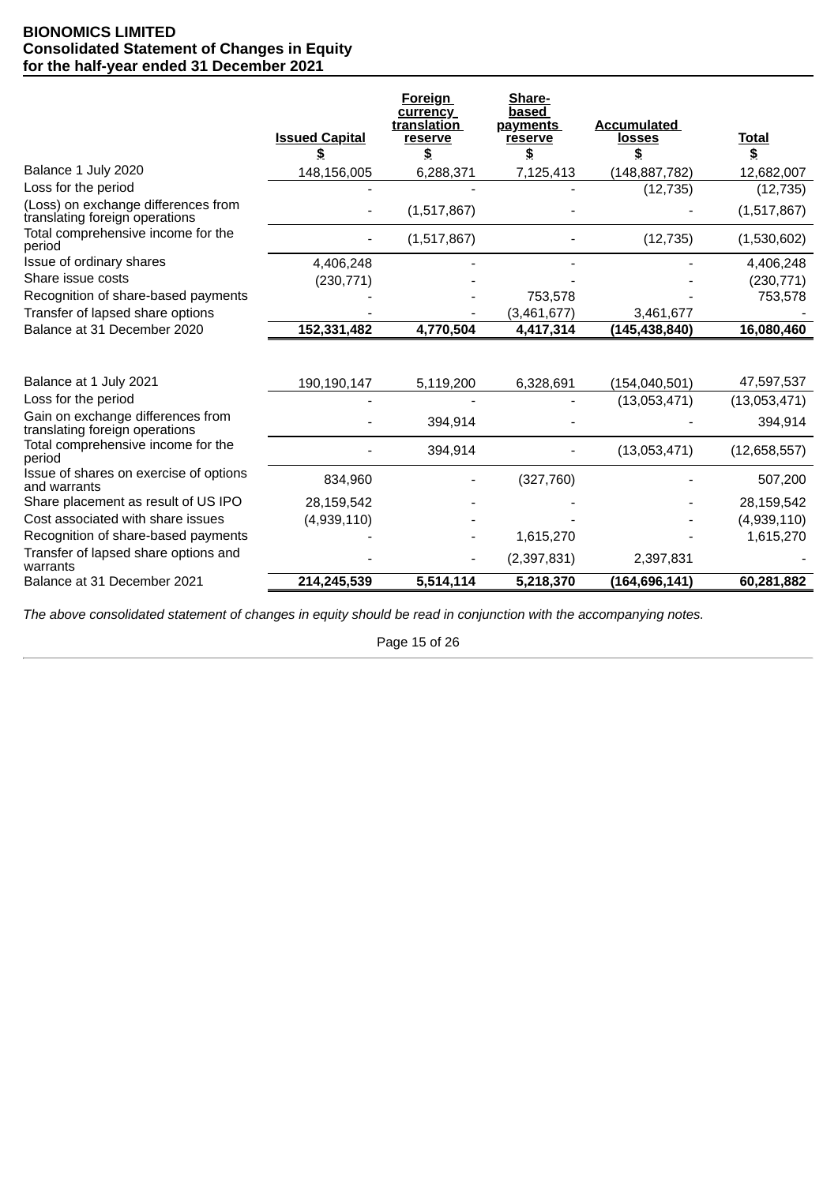**BIONOMICS LIMITED**
**Consolidated Statement of Changes in Equity**
**for the half-year ended 31 December 2021**

| | Issued Capital $ | Foreign currency translation reserve $ | Share-based payments reserve $ | Accumulated losses $ | Total $ |
|---|---|---|---|---|---|
| Balance 1 July 2020 | 148,156,005 | 6,288,371 | 7,125,413 | (148,887,782) | 12,682,007 |
| Loss for the period | - | - | - | (12,735) | (12,735) |
| (Loss) on exchange differences from translating foreign operations | - | (1,517,867) | - | - | (1,517,867) |
| Total comprehensive income for the period | - | (1,517,867) | - | (12,735) | (1,530,602) |
| Issue of ordinary shares | 4,406,248 | - | - | - | 4,406,248 |
| Share issue costs | (230,771) | - | - | - | (230,771) |
| Recognition of share-based payments | - | - | 753,578 | - | 753,578 |
| Transfer of lapsed share options | - | - | (3,461,677) | 3,461,677 | - |
| **Balance at 31 December 2020** | **152,331,482** | **4,770,504** | **4,417,314** | **(145,438,840)** | **16,080,460** |
| | | | | | |
| Balance at 1 July 2021 | 190,190,147 | 5,119,200 | 6,328,691 | (154,040,501) | 47,597,537 |
| Loss for the period | - | - | - | (13,053,471) | (13,053,471) |
| Gain on exchange differences from translating foreign operations | - | 394,914 | - | - | 394,914 |
| Total comprehensive income for the period | - | 394,914 | - | (13,053,471) | (12,658,557) |
| Issue of shares on exercise of options and warrants | 834,960 | - | (327,760) | - | 507,200 |
| Share placement as result of US IPO | 28,159,542 | - | - | - | 28,159,542 |
| Cost associated with share issues | (4,939,110) | - | - | - | (4,939,110) |
| Recognition of share-based payments | - | - | 1,615,270 | - | 1,615,270 |
| Transfer of lapsed share options and warrants | - | - | (2,397,831) | 2,397,831 | - |
| **Balance at 31 December 2021** | **214,245,539** | **5,514,114** | **5,218,370** | **(164,696,141)** | **60,281,882** |

*The above consolidated statement of changes in equity should be read in conjunction with the accompanying notes.*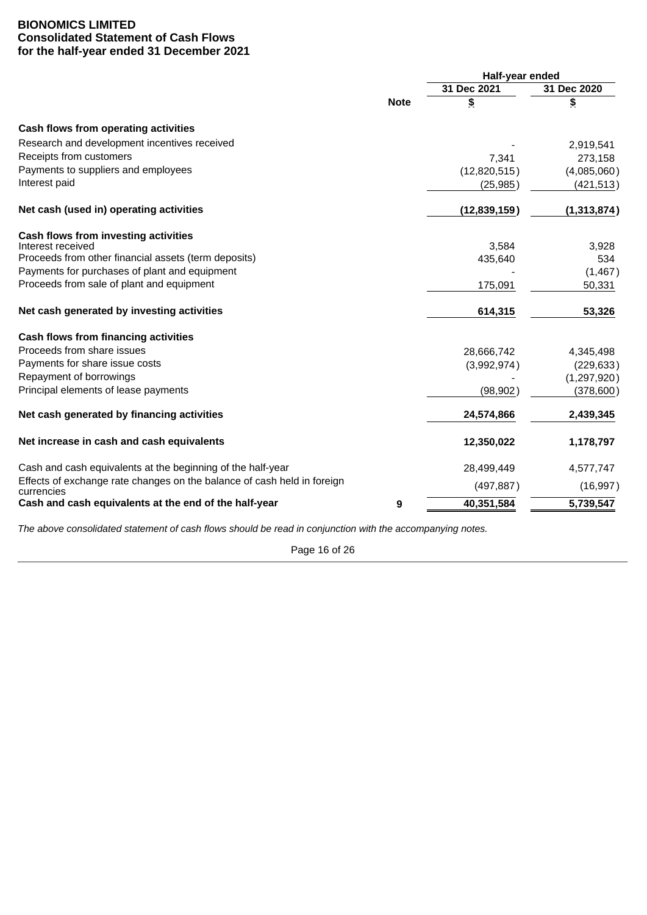**BIONOMICS LIMITED**
**Consolidated Statement of Cash Flows**
**for the half-year ended 31 December 2021**

| | Note | Half-year ended 31 Dec 2021 $ | Half-year ended 31 Dec 2020 $ |
|---|---|---|---|
| **Cash flows from operating activities** | | | |
| Research and development incentives received | | - | 2,919,541 |
| Receipts from customers | | 7,341 | 273,158 |
| Payments to suppliers and employees | | (12,820,515) | (4,085,060) |
| Interest paid | | (25,985) | (421,513) |
| **Net cash (used in) operating activities** | | **(12,839,159)** | **(1,313,874)** |
| **Cash flows from investing activities** | | | |
| Interest received | | 3,584 | 3,928 |
| Proceeds from other financial assets (term deposits) | | 435,640 | 534 |
| Payments for purchases of plant and equipment | | - | (1,467) |
| Proceeds from sale of plant and equipment | | 175,091 | 50,331 |
| **Net cash generated by investing activities** | | **614,315** | **53,326** |
| **Cash flows from financing activities** | | | |
| Proceeds from share issues | | 28,666,742 | 4,345,498 |
| Payments for share issue costs | | (3,992,974) | (229,633) |
| Repayment of borrowings | | - | (1,297,920) |
| Principal elements of lease payments | | (98,902) | (378,600) |
| **Net cash generated by financing activities** | | **24,574,866** | **2,439,345** |
| **Net increase in cash and cash equivalents** | | **12,350,022** | **1,178,797** |
| Cash and cash equivalents at the beginning of the half-year | | 28,499,449 | 4,577,747 |
| Effects of exchange rate changes on the balance of cash held in foreign currencies | | (497,887) | (16,997) |
| **Cash and cash equivalents at the end of the half-year** | **9** | **40,351,584** | **5,739,547** |

*The above consolidated statement of cash flows should be read in conjunction with the accompanying notes.*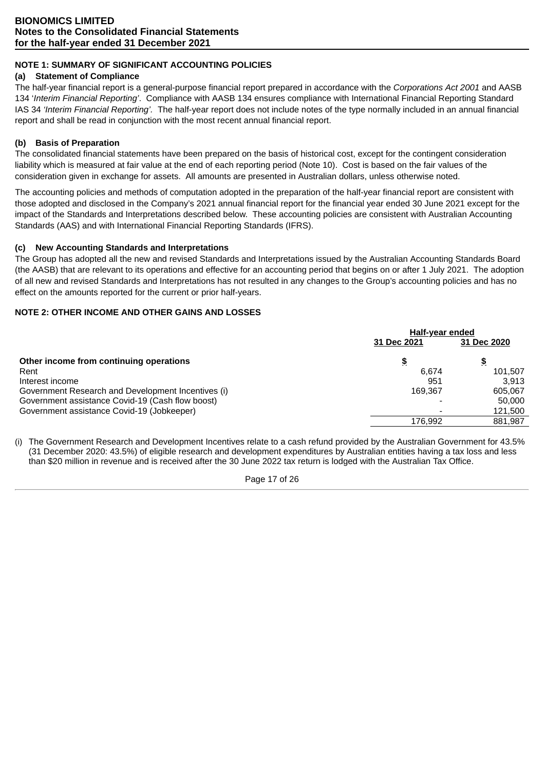**BIONOMICS LIMITED**
**Notes to the Consolidated Financial Statements**
**for the half-year ended 31 December 2021**

## NOTE 1: SUMMARY OF SIGNIFICANT ACCOUNTING POLICIES

### (a) Statement of Compliance

The half-year financial report is a general-purpose financial report prepared in accordance with the *Corporations Act 2001* and AASB 134 '*Interim Financial Reporting*'. Compliance with AASB 134 ensures compliance with International Financial Reporting Standard IAS 34 *'Interim Financial Reporting'*. The half-year report does not include notes of the type normally included in an annual financial report and shall be read in conjunction with the most recent annual financial report.

### (b) Basis of Preparation

The consolidated financial statements have been prepared on the basis of historical cost, except for the contingent consideration liability which is measured at fair value at the end of each reporting period (Note 10). Cost is based on the fair values of the consideration given in exchange for assets. All amounts are presented in Australian dollars, unless otherwise noted.

The accounting policies and methods of computation adopted in the preparation of the half-year financial report are consistent with those adopted and disclosed in the Company's 2021 annual financial report for the financial year ended 30 June 2021 except for the impact of the Standards and Interpretations described below. These accounting policies are consistent with Australian Accounting Standards (AAS) and with International Financial Reporting Standards (IFRS).

### (c) New Accounting Standards and Interpretations

The Group has adopted all the new and revised Standards and Interpretations issued by the Australian Accounting Standards Board (the AASB) that are relevant to its operations and effective for an accounting period that begins on or after 1 July 2021. The adoption of all new and revised Standards and Interpretations has not resulted in any changes to the Group's accounting policies and has no effect on the amounts reported for the current or prior half-years.

## NOTE 2: OTHER INCOME AND OTHER GAINS AND LOSSES

| | Half-year ended | |
|---|---|---|
| | 31 Dec 2021 | 31 Dec 2020 |
| **Other income from continuing operations** | $ | $ |
| Rent | 6,674 | 101,507 |
| Interest income | 951 | 3,913 |
| Government Research and Development Incentives (i) | 169,367 | 605,067 |
| Government assistance Covid-19 (Cash flow boost) | - | 50,000 |
| Government assistance Covid-19 (Jobkeeper) | - | 121,500 |
| | 176,992 | 881,987 |

(i) The Government Research and Development Incentives relate to a cash refund provided by the Australian Government for 43.5% (31 December 2020: 43.5%) of eligible research and development expenditures by Australian entities having a tax loss and less than $20 million in revenue and is received after the 30 June 2022 tax return is lodged with the Australian Tax Office.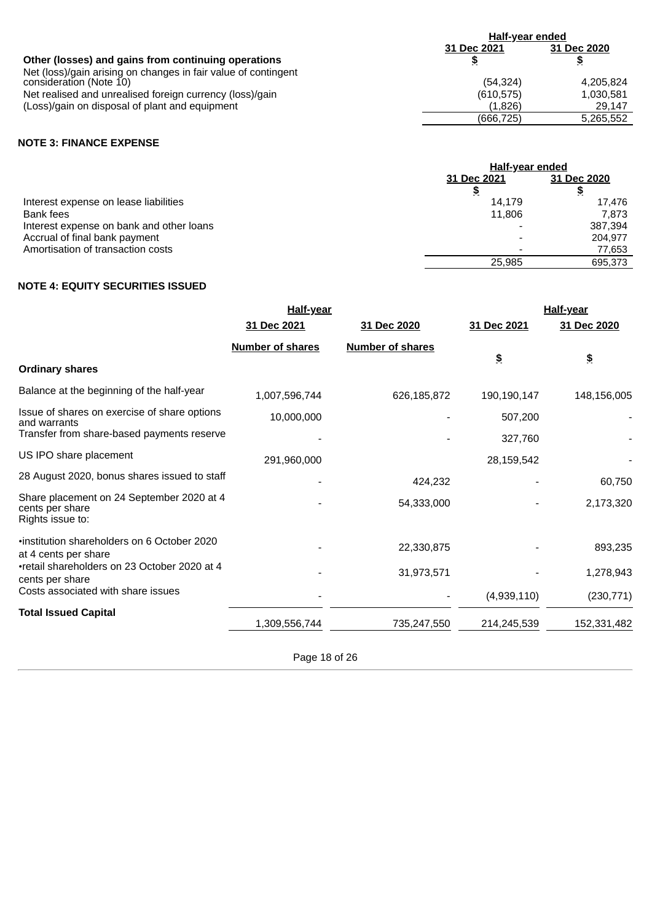| Other (losses) and gains from continuing operations | Half-year ended 31 Dec 2021 $ | 31 Dec 2020 $ |
|---|---|---|
| Net (loss)/gain arising on changes in fair value of contingent consideration (Note 10) | (54,324) | 4,205,824 |
| Net realised and unrealised foreign currency (loss)/gain | (610,575) | 1,030,581 |
| (Loss)/gain on disposal of plant and equipment | (1,826) | 29,147 |
| | (666,725) | 5,265,552 |

**NOTE 3: FINANCE EXPENSE**

| | Half-year ended 31 Dec 2021 $ | 31 Dec 2020 $ |
|---|---|---|
| Interest expense on lease liabilities | 14,179 | 17,476 |
| Bank fees | 11,806 | 7,873 |
| Interest expense on bank and other loans | - | 387,394 |
| Accrual of final bank payment | - | 204,977 |
| Amortisation of transaction costs | - | 77,653 |
| | 25,985 | 695,373 |

**NOTE 4: EQUITY SECURITIES ISSUED**

| | Half-year | | Half-year | |
|---|---|---|---|---|
| | 31 Dec 2021 | 31 Dec 2020 | 31 Dec 2021 | 31 Dec 2020 |
| | Number of shares | Number of shares | $ | $ |
| **Ordinary shares** | | | | |
| Balance at the beginning of the half-year | 1,007,596,744 | 626,185,872 | 190,190,147 | 148,156,005 |
| Issue of shares on exercise of share options and warrants | 10,000,000 | - | 507,200 | - |
| Transfer from share-based payments reserve | - | - | 327,760 | - |
| US IPO share placement | 291,960,000 | | 28,159,542 | - |
| 28 August 2020, bonus shares issued to staff | - | 424,232 | - | 60,750 |
| Share placement on 24 September 2020 at 4 cents per share | - | 54,333,000 | - | 2,173,320 |
| Rights issue to: | | | | |
| •institution shareholders on 6 October 2020 at 4 cents per share | - | 22,330,875 | - | 893,235 |
| •retail shareholders on 23 October 2020 at 4 cents per share | - | 31,973,571 | - | 1,278,943 |
| Costs associated with share issues | - | - | (4,939,110) | (230,771) |
| **Total Issued Capital** | 1,309,556,744 | 735,247,550 | 214,245,539 | 152,331,482 |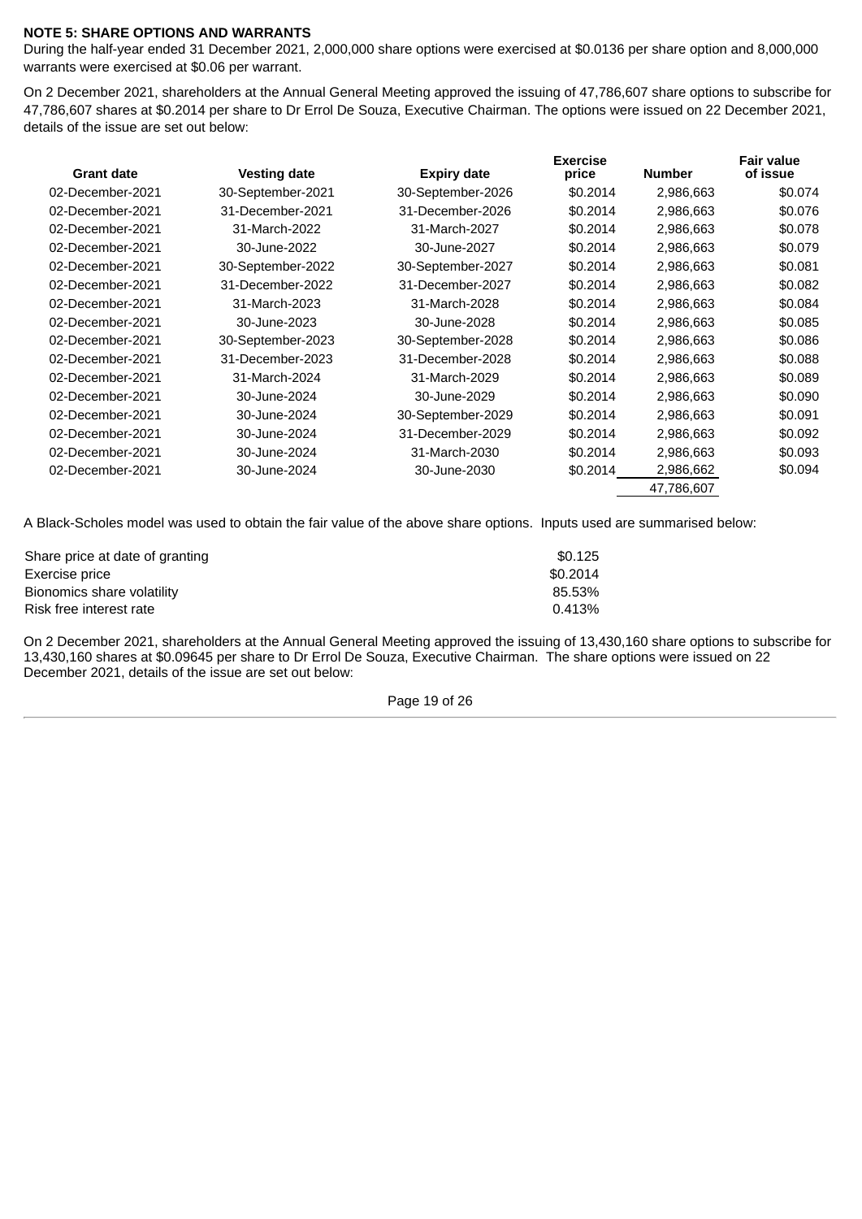**NOTE 5: SHARE OPTIONS AND WARRANTS**

During the half-year ended 31 December 2021, 2,000,000 share options were exercised at $0.0136 per share option and 8,000,000 warrants were exercised at $0.06 per warrant.

On 2 December 2021, shareholders at the Annual General Meeting approved the issuing of 47,786,607 share options to subscribe for 47,786,607 shares at $0.2014 per share to Dr Errol De Souza, Executive Chairman. The options were issued on 22 December 2021, details of the issue are set out below:

| Grant date | Vesting date | Expiry date | Exercise price | Number | Fair value of issue |
|---|---|---|---|---|---|
| 02-December-2021 | 30-September-2021 | 30-September-2026 | $0.2014 | 2,986,663 | $0.074 |
| 02-December-2021 | 31-December-2021 | 31-December-2026 | $0.2014 | 2,986,663 | $0.076 |
| 02-December-2021 | 31-March-2022 | 31-March-2027 | $0.2014 | 2,986,663 | $0.078 |
| 02-December-2021 | 30-June-2022 | 30-June-2027 | $0.2014 | 2,986,663 | $0.079 |
| 02-December-2021 | 30-September-2022 | 30-September-2027 | $0.2014 | 2,986,663 | $0.081 |
| 02-December-2021 | 31-December-2022 | 31-December-2027 | $0.2014 | 2,986,663 | $0.082 |
| 02-December-2021 | 31-March-2023 | 31-March-2028 | $0.2014 | 2,986,663 | $0.084 |
| 02-December-2021 | 30-June-2023 | 30-June-2028 | $0.2014 | 2,986,663 | $0.085 |
| 02-December-2021 | 30-September-2023 | 30-September-2028 | $0.2014 | 2,986,663 | $0.086 |
| 02-December-2021 | 31-December-2023 | 31-December-2028 | $0.2014 | 2,986,663 | $0.088 |
| 02-December-2021 | 31-March-2024 | 31-March-2029 | $0.2014 | 2,986,663 | $0.089 |
| 02-December-2021 | 30-June-2024 | 30-June-2029 | $0.2014 | 2,986,663 | $0.090 |
| 02-December-2021 | 30-June-2024 | 30-September-2029 | $0.2014 | 2,986,663 | $0.091 |
| 02-December-2021 | 30-June-2024 | 31-December-2029 | $0.2014 | 2,986,663 | $0.092 |
| 02-December-2021 | 30-June-2024 | 31-March-2030 | $0.2014 | 2,986,663 | $0.093 |
| 02-December-2021 | 30-June-2024 | 30-June-2030 | $0.2014 | 2,986,662 | $0.094 |
| | | | | 47,786,607 | |

A Black-Scholes model was used to obtain the fair value of the above share options. Inputs used are summarised below:

| | |
|---|---|
| Share price at date of granting | $0.125 |
| Exercise price | $0.2014 |
| Bionomics share volatility | 85.53% |
| Risk free interest rate | 0.413% |

On 2 December 2021, shareholders at the Annual General Meeting approved the issuing of 13,430,160 share options to subscribe for 13,430,160 shares at $0.09645 per share to Dr Errol De Souza, Executive Chairman. The share options were issued on 22 December 2021, details of the issue are set out below: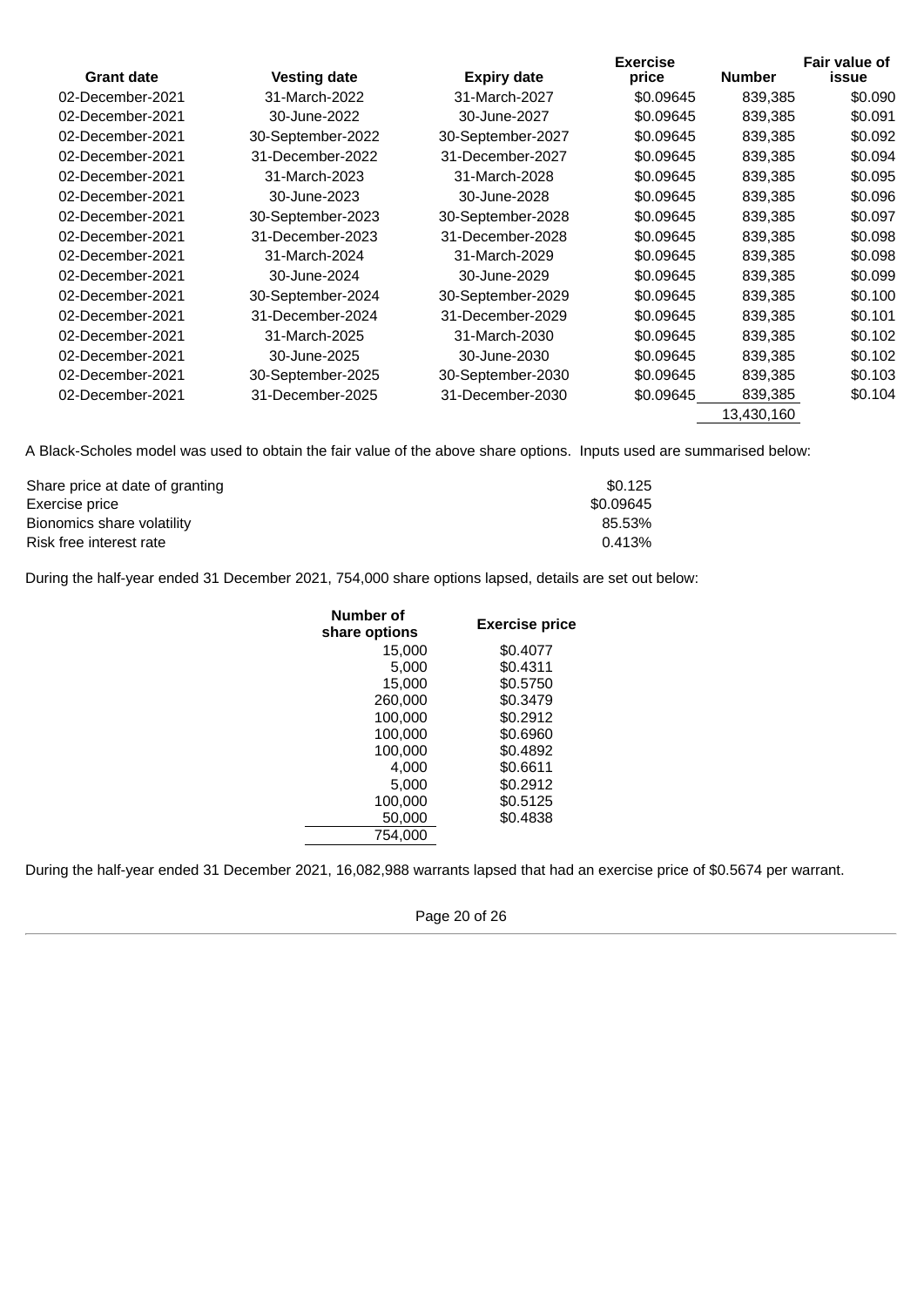| Grant date | Vesting date | Expiry date | Exercise price | Number | Fair value of issue |
|---|---|---|---|---|---|
| 02-December-2021 | 31-March-2022 | 31-March-2027 | $0.09645 | 839,385 | $0.090 |
| 02-December-2021 | 30-June-2022 | 30-June-2027 | $0.09645 | 839,385 | $0.091 |
| 02-December-2021 | 30-September-2022 | 30-September-2027 | $0.09645 | 839,385 | $0.092 |
| 02-December-2021 | 31-December-2022 | 31-December-2027 | $0.09645 | 839,385 | $0.094 |
| 02-December-2021 | 31-March-2023 | 31-March-2028 | $0.09645 | 839,385 | $0.095 |
| 02-December-2021 | 30-June-2023 | 30-June-2028 | $0.09645 | 839,385 | $0.096 |
| 02-December-2021 | 30-September-2023 | 30-September-2028 | $0.09645 | 839,385 | $0.097 |
| 02-December-2021 | 31-December-2023 | 31-December-2028 | $0.09645 | 839,385 | $0.098 |
| 02-December-2021 | 31-March-2024 | 31-March-2029 | $0.09645 | 839,385 | $0.098 |
| 02-December-2021 | 30-June-2024 | 30-June-2029 | $0.09645 | 839,385 | $0.099 |
| 02-December-2021 | 30-September-2024 | 30-September-2029 | $0.09645 | 839,385 | $0.100 |
| 02-December-2021 | 31-December-2024 | 31-December-2029 | $0.09645 | 839,385 | $0.101 |
| 02-December-2021 | 31-March-2025 | 31-March-2030 | $0.09645 | 839,385 | $0.102 |
| 02-December-2021 | 30-June-2025 | 30-June-2030 | $0.09645 | 839,385 | $0.102 |
| 02-December-2021 | 30-September-2025 | 30-September-2030 | $0.09645 | 839,385 | $0.103 |
| 02-December-2021 | 31-December-2025 | 31-December-2030 | $0.09645 | 839,385 | $0.104 |
| | | | | 13,430,160 | |

A Black-Scholes model was used to obtain the fair value of the above share options. Inputs used are summarised below:

| | |
|---|---|
| Share price at date of granting | $0.125 |
| Exercise price | $0.09645 |
| Bionomics share volatility | 85.53% |
| Risk free interest rate | 0.413% |

During the half-year ended 31 December 2021, 754,000 share options lapsed, details are set out below:

| Number of share options | Exercise price |
|---|---|
| 15,000 | $0.4077 |
| 5,000 | $0.4311 |
| 15,000 | $0.5750 |
| 260,000 | $0.3479 |
| 100,000 | $0.2912 |
| 100,000 | $0.6960 |
| 100,000 | $0.4892 |
| 4,000 | $0.6611 |
| 5,000 | $0.2912 |
| 100,000 | $0.5125 |
| 50,000 | $0.4838 |
| 754,000 | |

During the half-year ended 31 December 2021, 16,082,988 warrants lapsed that had an exercise price of $0.5674 per warrant.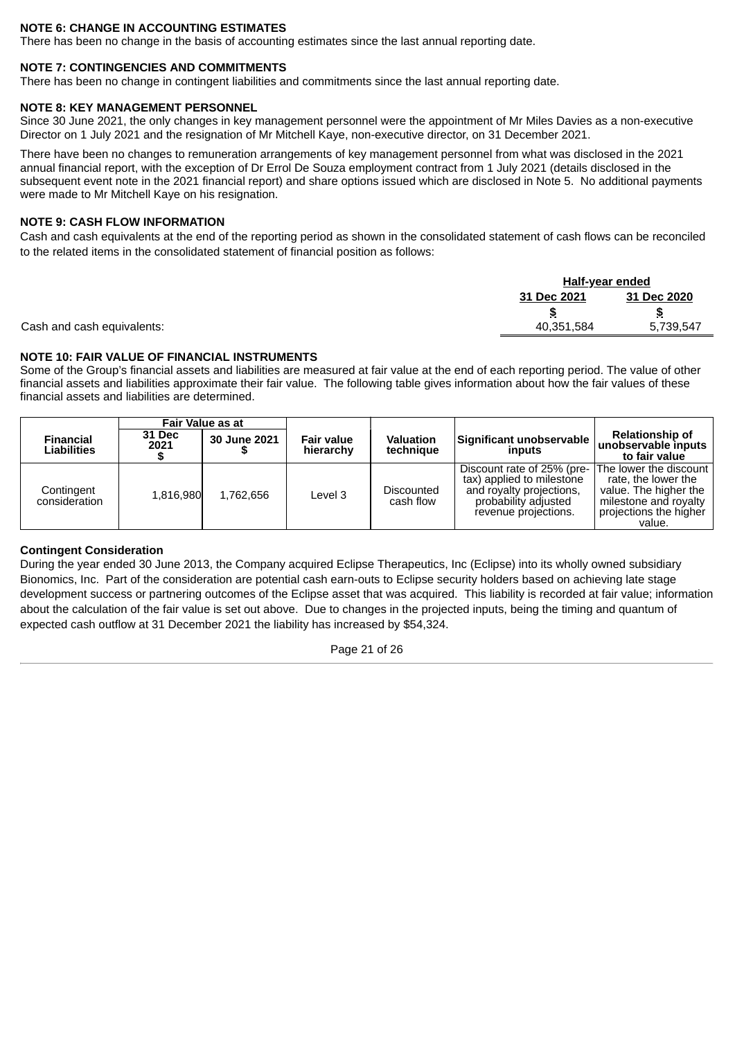**NOTE 6: CHANGE IN ACCOUNTING ESTIMATES**

There has been no change in the basis of accounting estimates since the last annual reporting date.

**NOTE 7: CONTINGENCIES AND COMMITMENTS**

There has been no change in contingent liabilities and commitments since the last annual reporting date.

**NOTE 8: KEY MANAGEMENT PERSONNEL**

Since 30 June 2021, the only changes in key management personnel were the appointment of Mr Miles Davies as a non-executive Director on 1 July 2021 and the resignation of Mr Mitchell Kaye, non-executive director, on 31 December 2021.

There have been no changes to remuneration arrangements of key management personnel from what was disclosed in the 2021 annual financial report, with the exception of Dr Errol De Souza employment contract from 1 July 2021 (details disclosed in the subsequent event note in the 2021 financial report) and share options issued which are disclosed in Note 5. No additional payments were made to Mr Mitchell Kaye on his resignation.

**NOTE 9: CASH FLOW INFORMATION**

Cash and cash equivalents at the end of the reporting period as shown in the consolidated statement of cash flows can be reconciled to the related items in the consolidated statement of financial position as follows:

| | Half-year ended | |
|---|---|---|
| | 31 Dec 2021 | 31 Dec 2020 |
| | $ | $ |
| Cash and cash equivalents: | 40,351,584 | 5,739,547 |

**NOTE 10: FAIR VALUE OF FINANCIAL INSTRUMENTS**

Some of the Group's financial assets and liabilities are measured at fair value at the end of each reporting period. The value of other financial assets and liabilities approximate their fair value. The following table gives information about how the fair values of these financial assets and liabilities are determined.

| Financial Liabilities | Fair Value as at | | Fair value hierarchy | Valuation technique | Significant unobservable inputs | Relationship of unobservable inputs to fair value |
|---|---|---|---|---|---|---|
| | 31 Dec 2021 $ | 30 June 2021 $ | | | | |
| Contingent consideration | 1,816,980 | 1,762,656 | Level 3 | Discounted cash flow | Discount rate of 25% (pre-tax) applied to milestone and royalty projections, probability adjusted revenue projections. | The lower the discount rate, the lower the value. The higher the milestone and royalty projections the higher value. |

**Contingent Consideration**

During the year ended 30 June 2013, the Company acquired Eclipse Therapeutics, Inc (Eclipse) into its wholly owned subsidiary Bionomics, Inc. Part of the consideration are potential cash earn-outs to Eclipse security holders based on achieving late stage development success or partnering outcomes of the Eclipse asset that was acquired. This liability is recorded at fair value; information about the calculation of the fair value is set out above. Due to changes in the projected inputs, being the timing and quantum of expected cash outflow at 31 December 2021 the liability has increased by $54,324.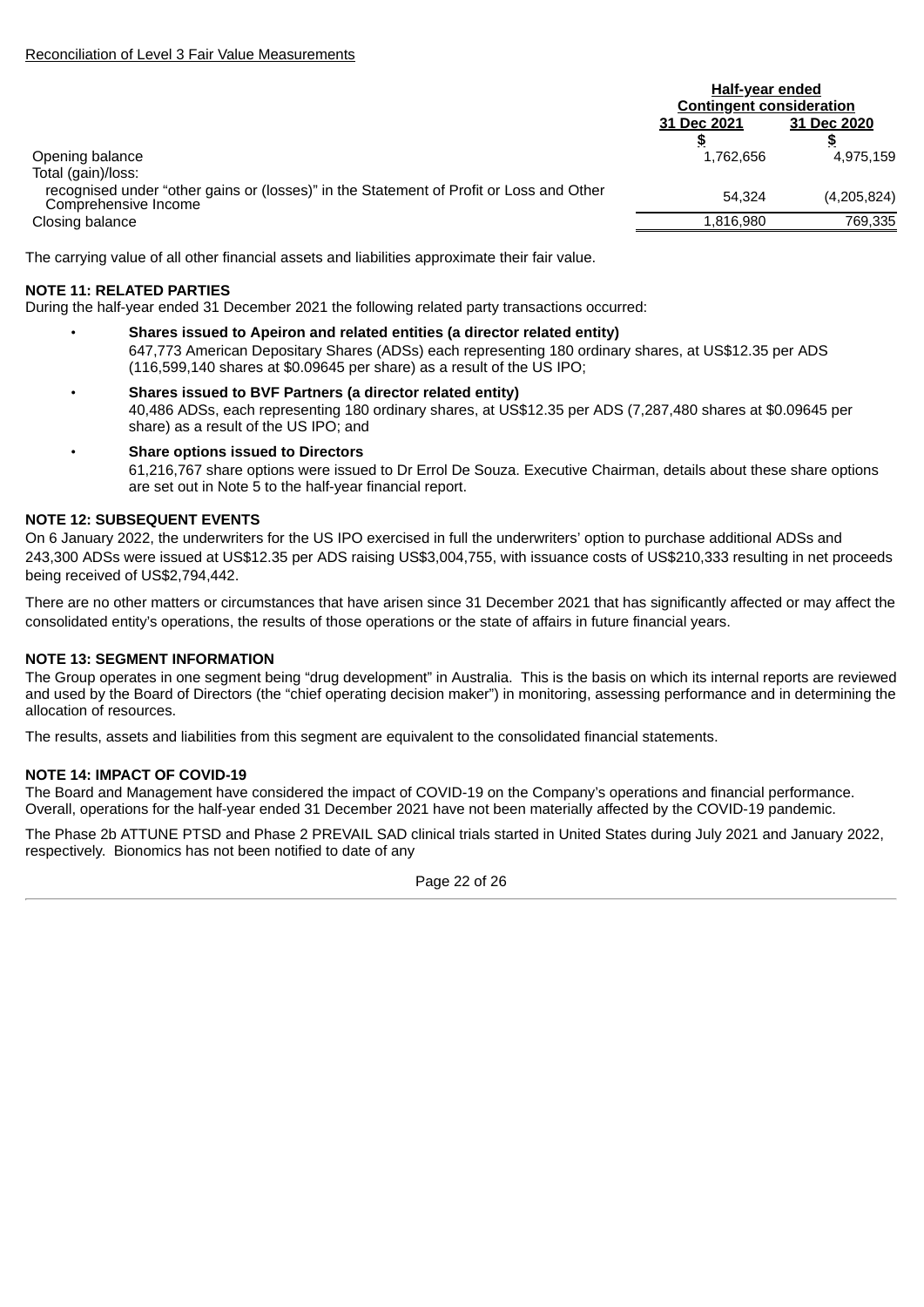Reconciliation of Level 3 Fair Value Measurements

| | Half-year ended Contingent consideration | |
|---|---|---|
| | 31 Dec 2021 | 31 Dec 2020 |
| | $ | $ |
| Opening balance | 1,762,656 | 4,975,159 |
| Total (gain)/loss: | | |
| recognised under "other gains or (losses)" in the Statement of Profit or Loss and Other Comprehensive Income | 54,324 | (4,205,824) |
| Closing balance | 1,816,980 | 769,335 |

The carrying value of all other financial assets and liabilities approximate their fair value.

**NOTE 11: RELATED PARTIES**

During the half-year ended 31 December 2021 the following related party transactions occurred:

- **Shares issued to Apeiron and related entities (a director related entity)**
  647,773 American Depositary Shares (ADSs) each representing 180 ordinary shares, at US$12.35 per ADS (116,599,140 shares at $0.09645 per share) as a result of the US IPO;
- **Shares issued to BVF Partners (a director related entity)**
  40,486 ADSs, each representing 180 ordinary shares, at US$12.35 per ADS (7,287,480 shares at $0.09645 per share) as a result of the US IPO; and
- **Share options issued to Directors**
  61,216,767 share options were issued to Dr Errol De Souza. Executive Chairman, details about these share options are set out in Note 5 to the half-year financial report.

**NOTE 12: SUBSEQUENT EVENTS**

On 6 January 2022, the underwriters for the US IPO exercised in full the underwriters' option to purchase additional ADSs and 243,300 ADSs were issued at US$12.35 per ADS raising US$3,004,755, with issuance costs of US$210,333 resulting in net proceeds being received of US$2,794,442.

There are no other matters or circumstances that have arisen since 31 December 2021 that has significantly affected or may affect the consolidated entity's operations, the results of those operations or the state of affairs in future financial years.

**NOTE 13: SEGMENT INFORMATION**

The Group operates in one segment being "drug development" in Australia. This is the basis on which its internal reports are reviewed and used by the Board of Directors (the "chief operating decision maker") in monitoring, assessing performance and in determining the allocation of resources.

The results, assets and liabilities from this segment are equivalent to the consolidated financial statements.

**NOTE 14: IMPACT OF COVID-19**

The Board and Management have considered the impact of COVID-19 on the Company's operations and financial performance. Overall, operations for the half-year ended 31 December 2021 have not been materially affected by the COVID-19 pandemic.

The Phase 2b ATTUNE PTSD and Phase 2 PREVAIL SAD clinical trials started in United States during July 2021 and January 2022, respectively. Bionomics has not been notified to date of any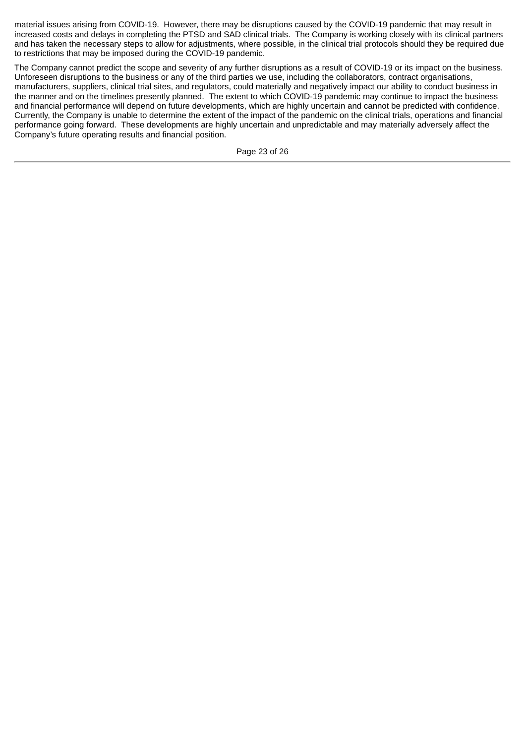material issues arising from COVID-19. However, there may be disruptions caused by the COVID-19 pandemic that may result in increased costs and delays in completing the PTSD and SAD clinical trials. The Company is working closely with its clinical partners and has taken the necessary steps to allow for adjustments, where possible, in the clinical trial protocols should they be required due to restrictions that may be imposed during the COVID-19 pandemic.

The Company cannot predict the scope and severity of any further disruptions as a result of COVID-19 or its impact on the business. Unforeseen disruptions to the business or any of the third parties we use, including the collaborators, contract organisations, manufacturers, suppliers, clinical trial sites, and regulators, could materially and negatively impact our ability to conduct business in the manner and on the timelines presently planned. The extent to which COVID-19 pandemic may continue to impact the business and financial performance will depend on future developments, which are highly uncertain and cannot be predicted with confidence. Currently, the Company is unable to determine the extent of the impact of the pandemic on the clinical trials, operations and financial performance going forward. These developments are highly uncertain and unpredictable and may materially adversely affect the Company's future operating results and financial position.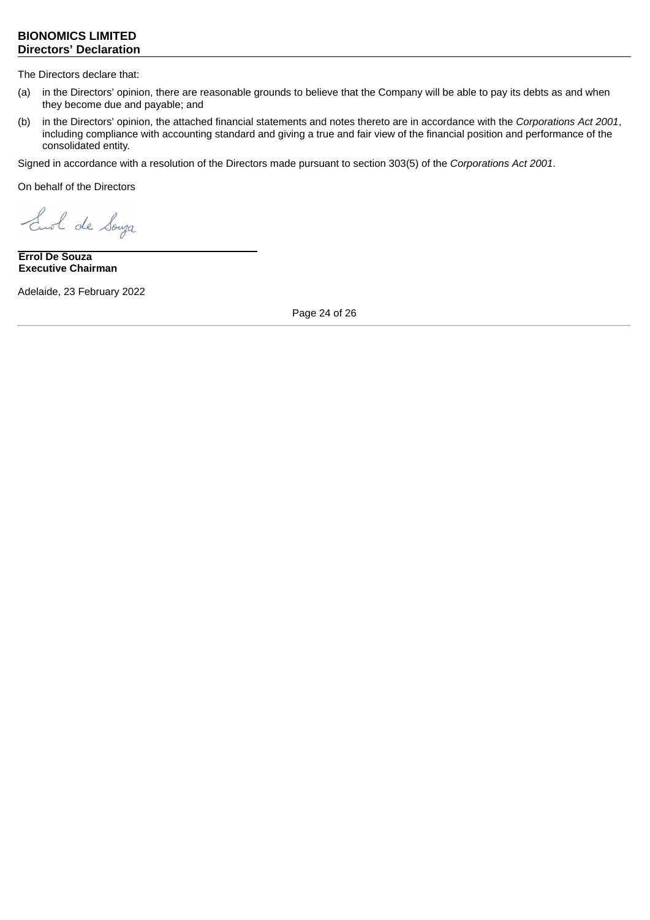**BIONOMICS LIMITED**
**Directors' Declaration**

The Directors declare that:

(a) in the Directors' opinion, there are reasonable grounds to believe that the Company will be able to pay its debts as and when they become due and payable; and

(b) in the Directors' opinion, the attached financial statements and notes thereto are in accordance with the *Corporations Act 2001*, including compliance with accounting standard and giving a true and fair view of the financial position and performance of the consolidated entity.

Signed in accordance with a resolution of the Directors made pursuant to section 303(5) of the *Corporations Act 2001*.

On behalf of the Directors

**Errol De Souza**
**Executive Chairman**

Adelaide, 23 February 2022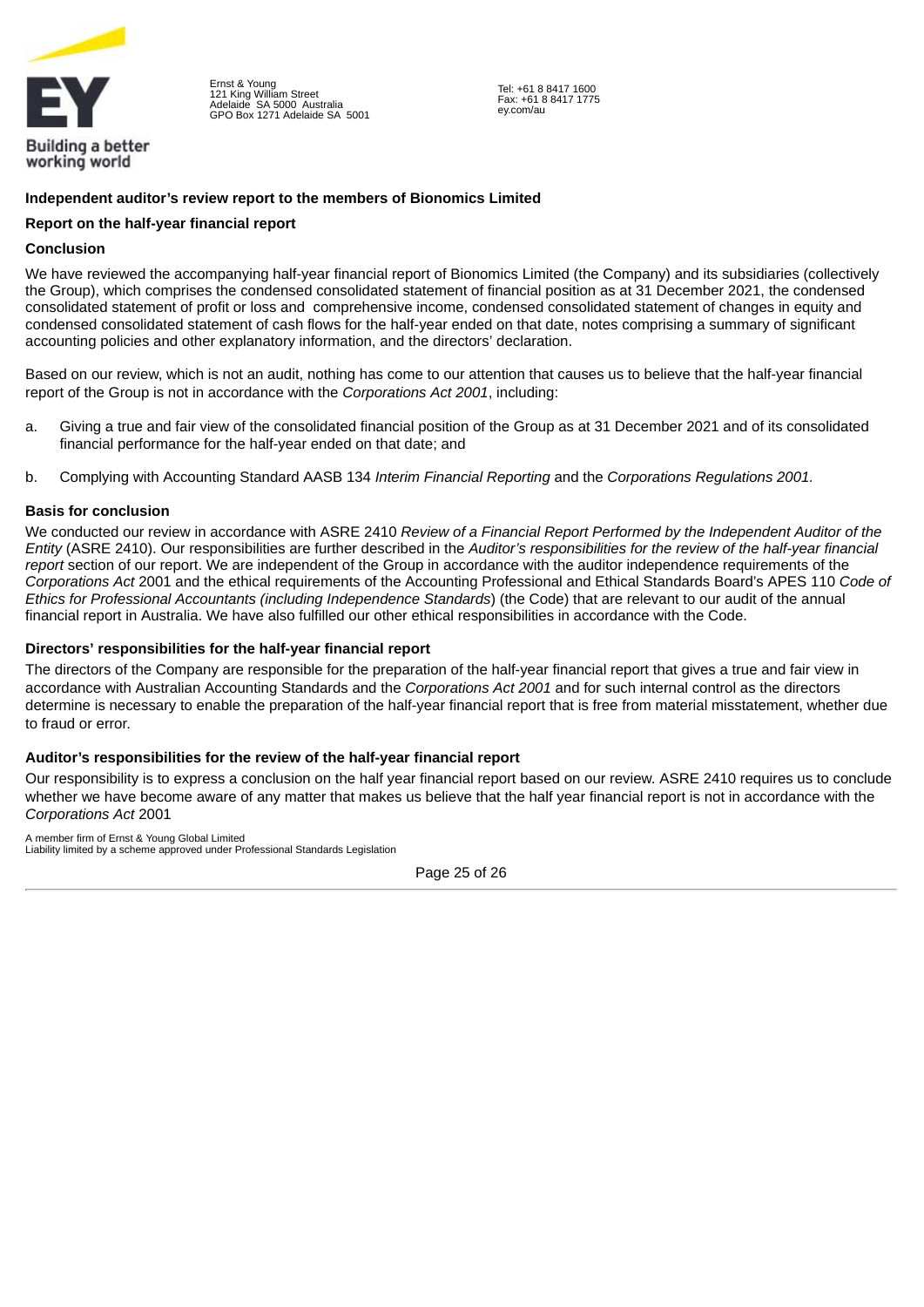Ernst & Young
121 King William Street
Adelaide SA 5000 Australia
GPO Box 1271 Adelaide SA 5001

Tel: +61 8 8417 1600
Fax: +61 8 8417 1775
ey.com/au

**Independent auditor's review report to the members of Bionomics Limited**

**Report on the half-year financial report**

**Conclusion**

We have reviewed the accompanying half-year financial report of Bionomics Limited (the Company) and its subsidiaries (collectively the Group), which comprises the condensed consolidated statement of financial position as at 31 December 2021, the condensed consolidated statement of profit or loss and comprehensive income, condensed consolidated statement of changes in equity and condensed consolidated statement of cash flows for the half-year ended on that date, notes comprising a summary of significant accounting policies and other explanatory information, and the directors' declaration.

Based on our review, which is not an audit, nothing has come to our attention that causes us to believe that the half-year financial report of the Group is not in accordance with the *Corporations Act 2001*, including:

a. Giving a true and fair view of the consolidated financial position of the Group as at 31 December 2021 and of its consolidated financial performance for the half-year ended on that date; and

b. Complying with Accounting Standard AASB 134 *Interim Financial Reporting* and the *Corporations Regulations 2001.*

**Basis for conclusion**

We conducted our review in accordance with ASRE 2410 *Review of a Financial Report Performed by the Independent Auditor of the Entity* (ASRE 2410). Our responsibilities are further described in the *Auditor's responsibilities for the review of the half-year financial report* section of our report. We are independent of the Group in accordance with the auditor independence requirements of the *Corporations Act* 2001 and the ethical requirements of the Accounting Professional and Ethical Standards Board's APES 110 *Code of Ethics for Professional Accountants (including Independence Standards*) (the Code) that are relevant to our audit of the annual financial report in Australia. We have also fulfilled our other ethical responsibilities in accordance with the Code.

**Directors' responsibilities for the half-year financial report**

The directors of the Company are responsible for the preparation of the half-year financial report that gives a true and fair view in accordance with Australian Accounting Standards and the *Corporations Act 2001* and for such internal control as the directors determine is necessary to enable the preparation of the half-year financial report that is free from material misstatement, whether due to fraud or error.

**Auditor's responsibilities for the review of the half-year financial report**

Our responsibility is to express a conclusion on the half year financial report based on our review. ASRE 2410 requires us to conclude whether we have become aware of any matter that makes us believe that the half year financial report is not in accordance with the *Corporations Act* 2001

A member firm of Ernst & Young Global Limited
Liability limited by a scheme approved under Professional Standards Legislation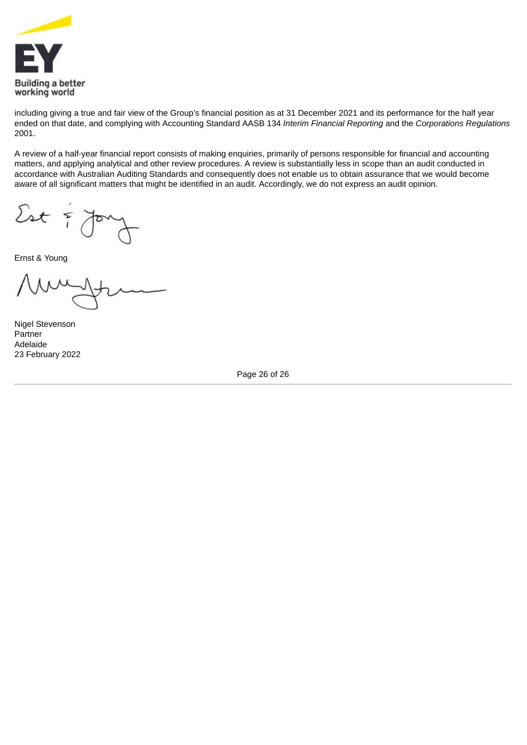including giving a true and fair view of the Group's financial position as at 31 December 2021 and its performance for the half year ended on that date, and complying with Accounting Standard AASB 134 *Interim Financial Reporting* and the *Corporations Regulations* 2001.

A review of a half-year financial report consists of making enquiries, primarily of persons responsible for financial and accounting matters, and applying analytical and other review procedures. A review is substantially less in scope than an audit conducted in accordance with Australian Auditing Standards and consequently does not enable us to obtain assurance that we would become aware of all significant matters that might be identified in an audit. Accordingly, we do not express an audit opinion.

Ernst & Young

Nigel Stevenson
Partner
Adelaide
23 February 2022